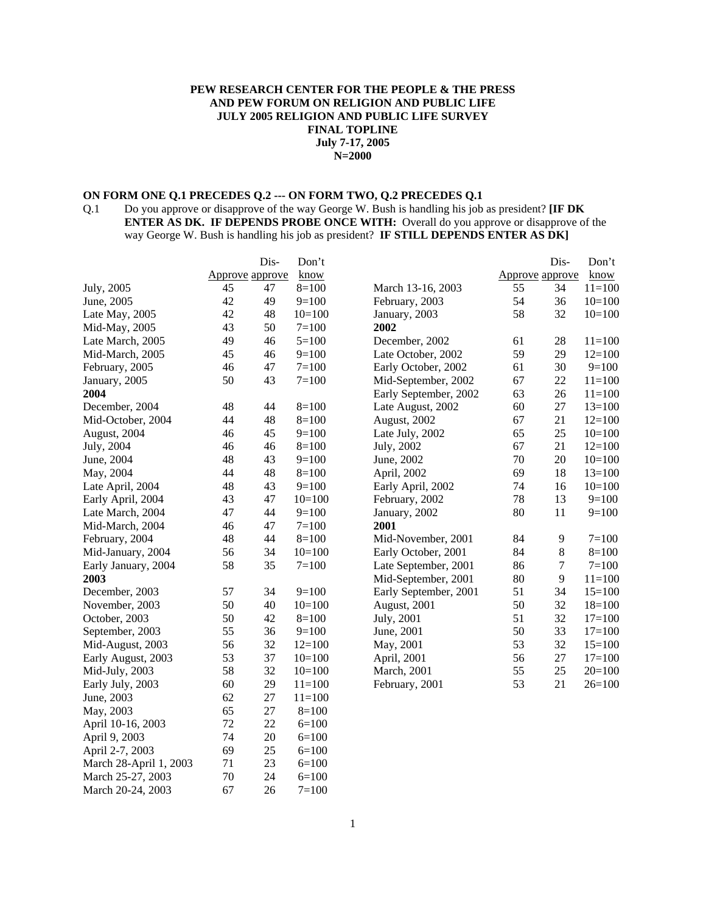**PEW RESEARCH CENTER FOR THE PEOPLE & THE PRESS**
**AND PEW FORUM ON RELIGION AND PUBLIC LIFE**
**JULY 2005 RELIGION AND PUBLIC LIFE SURVEY**
**FINAL TOPLINE**
**July 7-17, 2005**
**N=2000**

**ON FORM ONE Q.1 PRECEDES Q.2 --- ON FORM TWO, Q.2 PRECEDES Q.1**

Q.1 Do you approve or disapprove of the way George W. Bush is handling his job as president? **[IF DK ENTER AS DK. IF DEPENDS PROBE ONCE WITH:** Overall do you approve or disapprove of the way George W. Bush is handling his job as president? **IF STILL DEPENDS ENTER AS DK]**

| | Approve | Dis-approve | Don't know |
|---|---|---|---|
| July, 2005 | 45 | 47 | 8=100 |
| June, 2005 | 42 | 49 | 9=100 |
| Late May, 2005 | 42 | 48 | 10=100 |
| Mid-May, 2005 | 43 | 50 | 7=100 |
| Late March, 2005 | 49 | 46 | 5=100 |
| Mid-March, 2005 | 45 | 46 | 9=100 |
| February, 2005 | 46 | 47 | 7=100 |
| January, 2005 | 50 | 43 | 7=100 |
| **2004** | | | |
| December, 2004 | 48 | 44 | 8=100 |
| Mid-October, 2004 | 44 | 48 | 8=100 |
| August, 2004 | 46 | 45 | 9=100 |
| July, 2004 | 46 | 46 | 8=100 |
| June, 2004 | 48 | 43 | 9=100 |
| May, 2004 | 44 | 48 | 8=100 |
| Late April, 2004 | 48 | 43 | 9=100 |
| Early April, 2004 | 43 | 47 | 10=100 |
| Late March, 2004 | 47 | 44 | 9=100 |
| Mid-March, 2004 | 46 | 47 | 7=100 |
| February, 2004 | 48 | 44 | 8=100 |
| Mid-January, 2004 | 56 | 34 | 10=100 |
| Early January, 2004 | 58 | 35 | 7=100 |
| **2003** | | | |
| December, 2003 | 57 | 34 | 9=100 |
| November, 2003 | 50 | 40 | 10=100 |
| October, 2003 | 50 | 42 | 8=100 |
| September, 2003 | 55 | 36 | 9=100 |
| Mid-August, 2003 | 56 | 32 | 12=100 |
| Early August, 2003 | 53 | 37 | 10=100 |
| Mid-July, 2003 | 58 | 32 | 10=100 |
| Early July, 2003 | 60 | 29 | 11=100 |
| June, 2003 | 62 | 27 | 11=100 |
| May, 2003 | 65 | 27 | 8=100 |
| April 10-16, 2003 | 72 | 22 | 6=100 |
| April 9, 2003 | 74 | 20 | 6=100 |
| April 2-7, 2003 | 69 | 25 | 6=100 |
| March 28-April 1, 2003 | 71 | 23 | 6=100 |
| March 25-27, 2003 | 70 | 24 | 6=100 |
| March 20-24, 2003 | 67 | 26 | 7=100 |
| March 13-16, 2003 | 55 | 34 | 11=100 |
| February, 2003 | 54 | 36 | 10=100 |
| January, 2003 | 58 | 32 | 10=100 |
| **2002** | | | |
| December, 2002 | 61 | 28 | 11=100 |
| Late October, 2002 | 59 | 29 | 12=100 |
| Early October, 2002 | 61 | 30 | 9=100 |
| Mid-September, 2002 | 67 | 22 | 11=100 |
| Early September, 2002 | 63 | 26 | 11=100 |
| Late August, 2002 | 60 | 27 | 13=100 |
| August, 2002 | 67 | 21 | 12=100 |
| Late July, 2002 | 65 | 25 | 10=100 |
| July, 2002 | 67 | 21 | 12=100 |
| June, 2002 | 70 | 20 | 10=100 |
| April, 2002 | 69 | 18 | 13=100 |
| Early April, 2002 | 74 | 16 | 10=100 |
| February, 2002 | 78 | 13 | 9=100 |
| January, 2002 | 80 | 11 | 9=100 |
| **2001** | | | |
| Mid-November, 2001 | 84 | 9 | 7=100 |
| Early October, 2001 | 84 | 8 | 8=100 |
| Late September, 2001 | 86 | 7 | 7=100 |
| Mid-September, 2001 | 80 | 9 | 11=100 |
| Early September, 2001 | 51 | 34 | 15=100 |
| August, 2001 | 50 | 32 | 18=100 |
| July, 2001 | 51 | 32 | 17=100 |
| June, 2001 | 50 | 33 | 17=100 |
| May, 2001 | 53 | 32 | 15=100 |
| April, 2001 | 56 | 27 | 17=100 |
| March, 2001 | 55 | 25 | 20=100 |
| February, 2001 | 53 | 21 | 26=100 |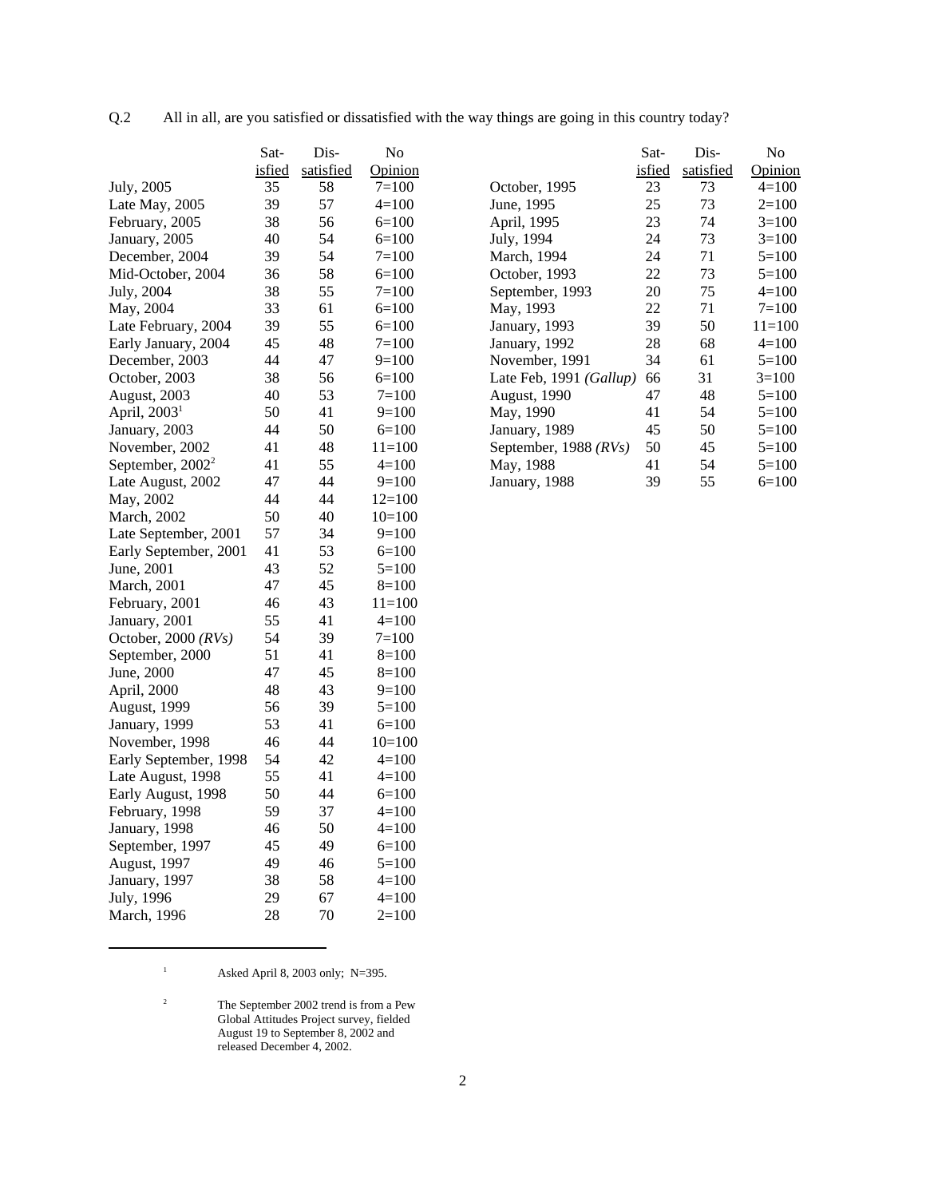Q.2 All in all, are you satisfied or dissatisfied with the way things are going in this country today?

| | Satisfied | Dissatisfied | No Opinion |
|---|---|---|---|
| July, 2005 | 35 | 58 | 7=100 |
| Late May, 2005 | 39 | 57 | 4=100 |
| February, 2005 | 38 | 56 | 6=100 |
| January, 2005 | 40 | 54 | 6=100 |
| December, 2004 | 39 | 54 | 7=100 |
| Mid-October, 2004 | 36 | 58 | 6=100 |
| July, 2004 | 38 | 55 | 7=100 |
| May, 2004 | 33 | 61 | 6=100 |
| Late February, 2004 | 39 | 55 | 6=100 |
| Early January, 2004 | 45 | 48 | 7=100 |
| December, 2003 | 44 | 47 | 9=100 |
| October, 2003 | 38 | 56 | 6=100 |
| August, 2003 | 40 | 53 | 7=100 |
| April, 2003[1] | 50 | 41 | 9=100 |
| January, 2003 | 44 | 50 | 6=100 |
| November, 2002 | 41 | 48 | 11=100 |
| September, 2002[2] | 41 | 55 | 4=100 |
| Late August, 2002 | 47 | 44 | 9=100 |
| May, 2002 | 44 | 44 | 12=100 |
| March, 2002 | 50 | 40 | 10=100 |
| Late September, 2001 | 57 | 34 | 9=100 |
| Early September, 2001 | 41 | 53 | 6=100 |
| June, 2001 | 43 | 52 | 5=100 |
| March, 2001 | 47 | 45 | 8=100 |
| February, 2001 | 46 | 43 | 11=100 |
| January, 2001 | 55 | 41 | 4=100 |
| October, 2000 *(RVs)* | 54 | 39 | 7=100 |
| September, 2000 | 51 | 41 | 8=100 |
| June, 2000 | 47 | 45 | 8=100 |
| April, 2000 | 48 | 43 | 9=100 |
| August, 1999 | 56 | 39 | 5=100 |
| January, 1999 | 53 | 41 | 6=100 |
| November, 1998 | 46 | 44 | 10=100 |
| Early September, 1998 | 54 | 42 | 4=100 |
| Late August, 1998 | 55 | 41 | 4=100 |
| Early August, 1998 | 50 | 44 | 6=100 |
| February, 1998 | 59 | 37 | 4=100 |
| January, 1998 | 46 | 50 | 4=100 |
| September, 1997 | 45 | 49 | 6=100 |
| August, 1997 | 49 | 46 | 5=100 |
| January, 1997 | 38 | 58 | 4=100 |
| July, 1996 | 29 | 67 | 4=100 |
| March, 1996 | 28 | 70 | 2=100 |
| October, 1995 | 23 | 73 | 4=100 |
| June, 1995 | 25 | 73 | 2=100 |
| April, 1995 | 23 | 74 | 3=100 |
| July, 1994 | 24 | 73 | 3=100 |
| March, 1994 | 24 | 71 | 5=100 |
| October, 1993 | 22 | 73 | 5=100 |
| September, 1993 | 20 | 75 | 4=100 |
| May, 1993 | 22 | 71 | 7=100 |
| January, 1993 | 39 | 50 | 11=100 |
| January, 1992 | 28 | 68 | 4=100 |
| November, 1991 | 34 | 61 | 5=100 |
| Late Feb, 1991 *(Gallup)* | 66 | 31 | 3=100 |
| August, 1990 | 47 | 48 | 5=100 |
| May, 1990 | 41 | 54 | 5=100 |
| January, 1989 | 45 | 50 | 5=100 |
| September, 1988 *(RVs)* | 50 | 45 | 5=100 |
| May, 1988 | 41 | 54 | 5=100 |
| January, 1988 | 39 | 55 | 6=100 |

[1] Asked April 8, 2003 only; N=395.

[2] The September 2002 trend is from a Pew Global Attitudes Project survey, fielded August 19 to September 8, 2002 and released December 4, 2002.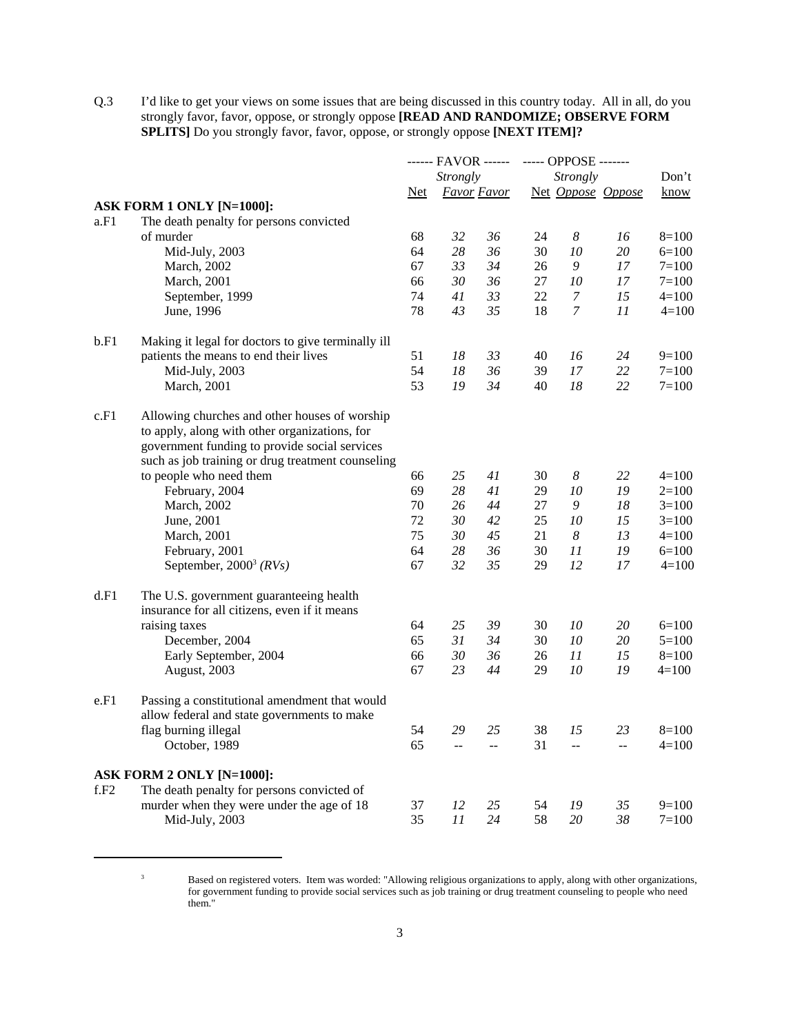Q.3 I'd like to get your views on some issues that are being discussed in this country today. All in all, do you strongly favor, favor, oppose, or strongly oppose **[READ AND RANDOMIZE; OBSERVE FORM SPLITS]** Do you strongly favor, favor, oppose, or strongly oppose **[NEXT ITEM]?**

| | | ------ FAVOR ------ | | | ----- OPPOSE ------- | | | |
|---|---|---|---|---|---|---|---|---|
| | | Net | *Strongly Favor* | *Favor* | Net | *Strongly Oppose* | *Oppose* | Don't know |
| **ASK FORM 1 ONLY [N=1000]:** | | | | | | | | |
| a.F1 | The death penalty for persons convicted of murder | 68 | *32* | *36* | 24 | *8* | *16* | 8=100 |
| | Mid-July, 2003 | 64 | *28* | *36* | 30 | *10* | *20* | 6=100 |
| | March, 2002 | 67 | *33* | *34* | 26 | *9* | *17* | 7=100 |
| | March, 2001 | 66 | *30* | *36* | 27 | *10* | *17* | 7=100 |
| | September, 1999 | 74 | *41* | *33* | 22 | *7* | *15* | 4=100 |
| | June, 1996 | 78 | *43* | *35* | 18 | *7* | *11* | 4=100 |
| b.F1 | Making it legal for doctors to give terminally ill patients the means to end their lives | 51 | *18* | *33* | 40 | *16* | *24* | 9=100 |
| | Mid-July, 2003 | 54 | *18* | *36* | 39 | *17* | *22* | 7=100 |
| | March, 2001 | 53 | *19* | *34* | 40 | *18* | *22* | 7=100 |
| c.F1 | Allowing churches and other houses of worship to apply, along with other organizations, for government funding to provide social services such as job training or drug treatment counseling to people who need them | 66 | *25* | *41* | 30 | *8* | *22* | 4=100 |
| | February, 2004 | 69 | *28* | *41* | 29 | *10* | *19* | 2=100 |
| | March, 2002 | 70 | *26* | *44* | 27 | *9* | *18* | 3=100 |
| | June, 2001 | 72 | *30* | *42* | 25 | *10* | *15* | 3=100 |
| | March, 2001 | 75 | *30* | *45* | 21 | *8* | *13* | 4=100 |
| | February, 2001 | 64 | *28* | *36* | 30 | *11* | *19* | 6=100 |
| | September, 2000[3] *(RVs)* | 67 | *32* | *35* | 29 | *12* | *17* | 4=100 |
| d.F1 | The U.S. government guaranteeing health insurance for all citizens, even if it means raising taxes | 64 | *25* | *39* | 30 | *10* | *20* | 6=100 |
| | December, 2004 | 65 | *31* | *34* | 30 | *10* | *20* | 5=100 |
| | Early September, 2004 | 66 | *30* | *36* | 26 | *11* | *15* | 8=100 |
| | August, 2003 | 67 | *23* | *44* | 29 | *10* | *19* | 4=100 |
| e.F1 | Passing a constitutional amendment that would allow federal and state governments to make flag burning illegal | 54 | *29* | *25* | 38 | *15* | *23* | 8=100 |
| | October, 1989 | 65 | -- | -- | 31 | -- | -- | 4=100 |
| **ASK FORM 2 ONLY [N=1000]:** | | | | | | | | |
| f.F2 | The death penalty for persons convicted of murder when they were under the age of 18 | 37 | *12* | *25* | 54 | *19* | *35* | 9=100 |
| | Mid-July, 2003 | 35 | *11* | *24* | 58 | *20* | *38* | 7=100 |

[3] Based on registered voters. Item was worded: "Allowing religious organizations to apply, along with other organizations, for government funding to provide social services such as job training or drug treatment counseling to people who need them."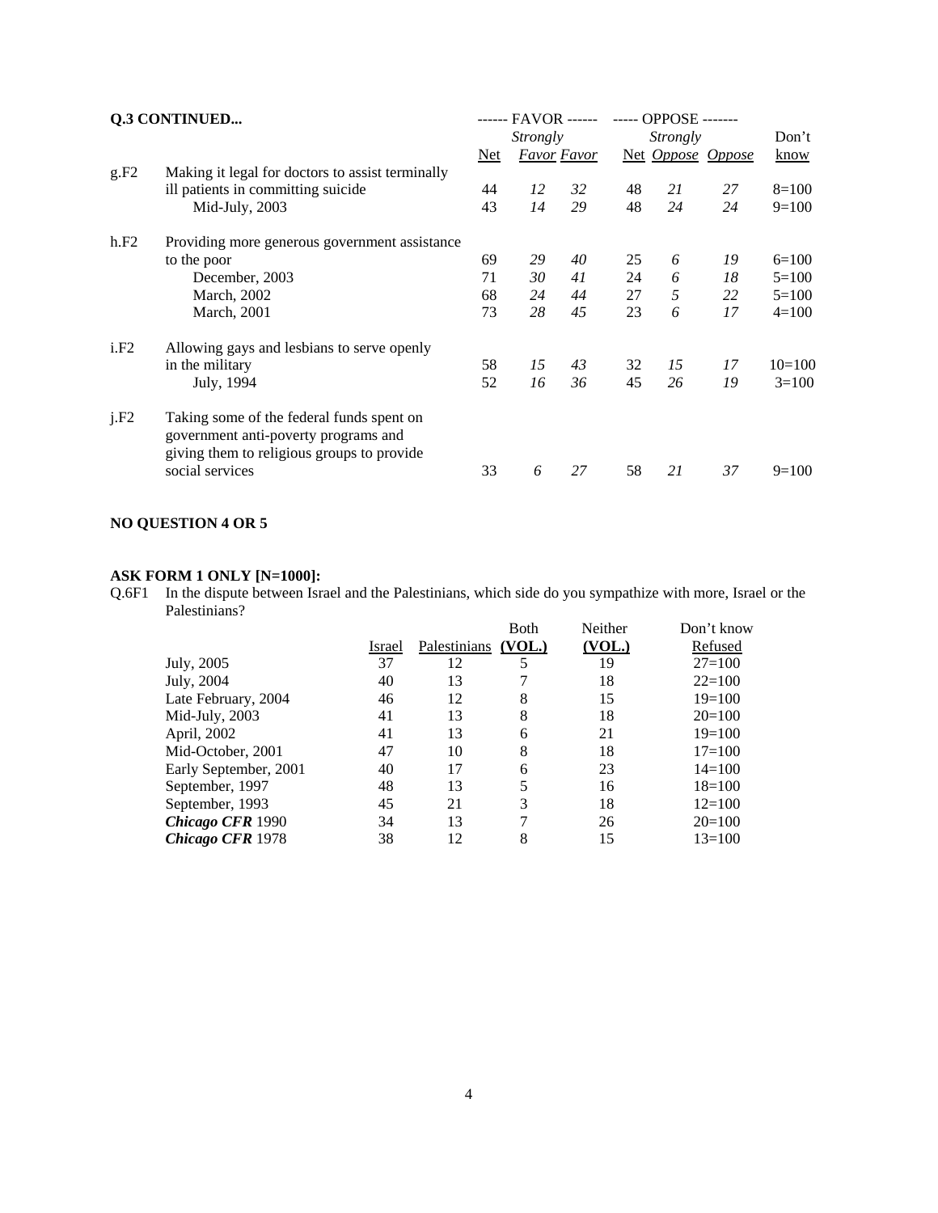**Q.3 CONTINUED...**

| | | ------ FAVOR ------ | | | ----- OPPOSE ------- | | | |
|---|---|---|---|---|---|---|---|---|
| | | | *Strongly* | | | *Strongly* | | Don't |
| | | Net | *Favor* | *Favor* | Net | *Oppose* | *Oppose* | know |
| g.F2 | Making it legal for doctors to assist terminally ill patients in committing suicide | 44 | *12* | *32* | 48 | *21* | *27* | 8=100 |
| | Mid-July, 2003 | 43 | *14* | *29* | 48 | *24* | *24* | 9=100 |
| h.F2 | Providing more generous government assistance to the poor | 69 | *29* | *40* | 25 | *6* | *19* | 6=100 |
| | December, 2003 | 71 | *30* | *41* | 24 | *6* | *18* | 5=100 |
| | March, 2002 | 68 | *24* | *44* | 27 | *5* | *22* | 5=100 |
| | March, 2001 | 73 | *28* | *45* | 23 | *6* | *17* | 4=100 |
| i.F2 | Allowing gays and lesbians to serve openly in the military | 58 | *15* | *43* | 32 | *15* | *17* | 10=100 |
| | July, 1994 | 52 | *16* | *36* | 45 | *26* | *19* | 3=100 |
| j.F2 | Taking some of the federal funds spent on government anti-poverty programs and giving them to religious groups to provide social services | 33 | *6* | *27* | 58 | *21* | *37* | 9=100 |

**NO QUESTION 4 OR 5**

**ASK FORM 1 ONLY [N=1000]:**

Q.6F1 In the dispute between Israel and the Palestinians, which side do you sympathize with more, Israel or the Palestinians?

| | Israel | Palestinians | Both (VOL.) | Neither (VOL.) | Don't know Refused |
|---|---|---|---|---|---|
| July, 2005 | 37 | 12 | 5 | 19 | 27=100 |
| July, 2004 | 40 | 13 | 7 | 18 | 22=100 |
| Late February, 2004 | 46 | 12 | 8 | 15 | 19=100 |
| Mid-July, 2003 | 41 | 13 | 8 | 18 | 20=100 |
| April, 2002 | 41 | 13 | 6 | 21 | 19=100 |
| Mid-October, 2001 | 47 | 10 | 8 | 18 | 17=100 |
| Early September, 2001 | 40 | 17 | 6 | 23 | 14=100 |
| September, 1997 | 48 | 13 | 5 | 16 | 18=100 |
| September, 1993 | 45 | 21 | 3 | 18 | 12=100 |
| ***Chicago CFR*** 1990 | 34 | 13 | 7 | 26 | 20=100 |
| ***Chicago CFR*** 1978 | 38 | 12 | 8 | 15 | 13=100 |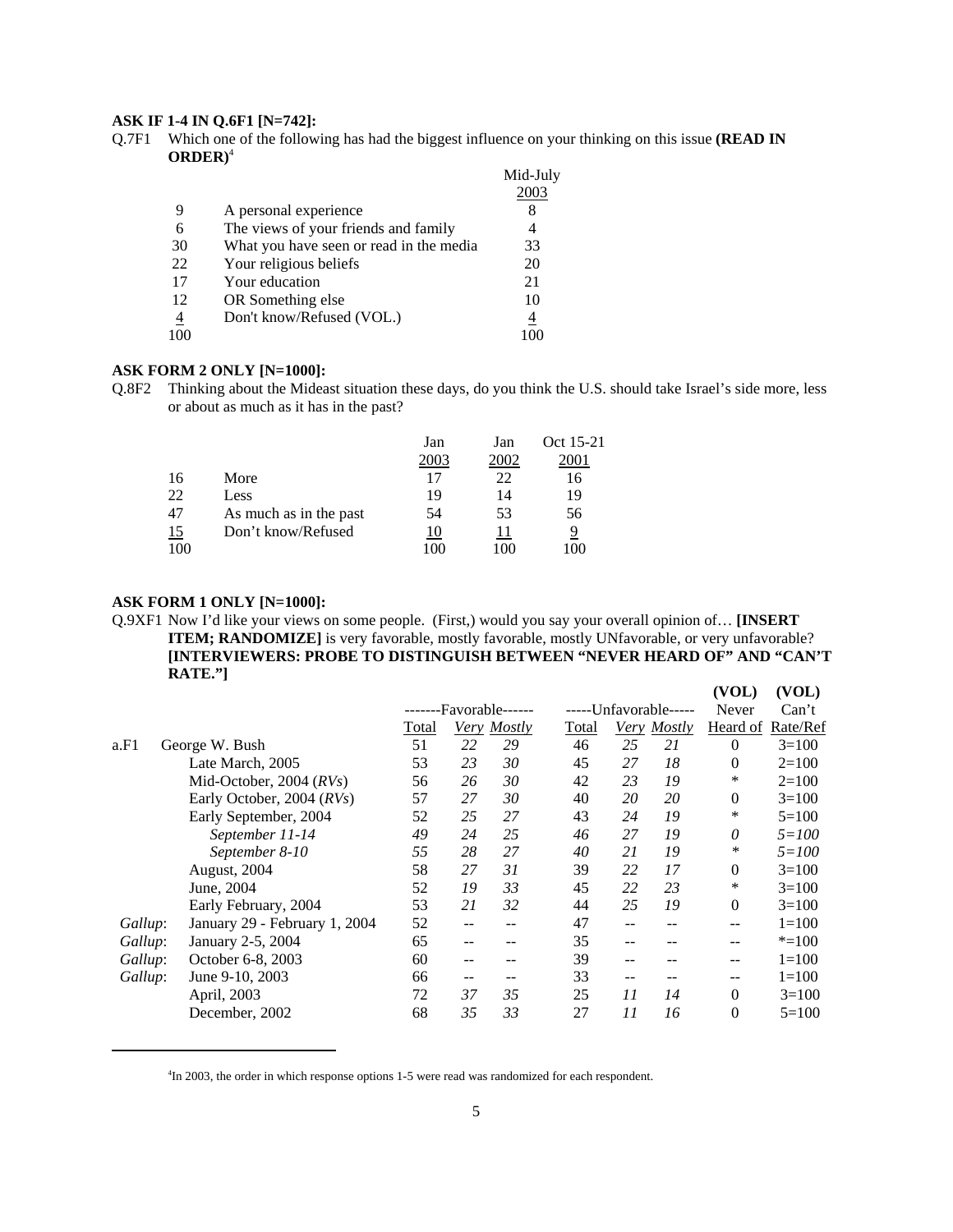**ASK IF 1-4 IN Q.6F1 [N=742]:**

Q.7F1 Which one of the following has had the biggest influence on your thinking on this issue **(READ IN ORDER)**[4]

| | | Mid-July 2003 |
|---|---|---|
| 9 | A personal experience | 8 |
| 6 | The views of your friends and family | 4 |
| 30 | What you have seen or read in the media | 33 |
| 22 | Your religious beliefs | 20 |
| 17 | Your education | 21 |
| 12 | OR Something else | 10 |
| 4 | Don't know/Refused (VOL.) | 4 |
| 100 | | 100 |

**ASK FORM 2 ONLY [N=1000]:**

Q.8F2 Thinking about the Mideast situation these days, do you think the U.S. should take Israel's side more, less or about as much as it has in the past?

| | | Jan 2003 | Jan 2002 | Oct 15-21 2001 |
|---|---|---|---|---|
| 16 | More | 17 | 22 | 16 |
| 22 | Less | 19 | 14 | 19 |
| 47 | As much as in the past | 54 | 53 | 56 |
| 15 | Don't know/Refused | 10 | 11 | 9 |
| 100 | | 100 | 100 | 100 |

**ASK FORM 1 ONLY [N=1000]:**

Q.9XF1 Now I'd like your views on some people. (First,) would you say your overall opinion of… **[INSERT ITEM; RANDOMIZE]** is very favorable, mostly favorable, mostly UNfavorable, or very unfavorable? **[INTERVIEWERS: PROBE TO DISTINGUISH BETWEEN "NEVER HEARD OF" AND "CAN'T RATE."]**

| | | -------Favorable------ | | | -----Unfavorable----- | | | (VOL) Never | (VOL) Can't |
|---|---|---|---|---|---|---|---|---|---|
| | | Total | *Very* | *Mostly* | Total | *Very* | *Mostly* | Heard of | Rate/Ref |
| a.F1 | George W. Bush | 51 | *22* | *29* | 46 | *25* | *21* | 0 | 3=100 |
| | Late March, 2005 | 53 | *23* | *30* | 45 | *27* | *18* | 0 | 2=100 |
| | Mid-October, 2004 (*RVs*) | 56 | *26* | *30* | 42 | *23* | *19* | * | 2=100 |
| | Early October, 2004 (*RVs*) | 57 | *27* | *30* | 40 | *20* | *20* | 0 | 3=100 |
| | Early September, 2004 | 52 | *25* | *27* | 43 | *24* | *19* | * | 5=100 |
| | *September 11-14* | *49* | *24* | *25* | *46* | *27* | *19* | *0* | *5=100* |
| | *September 8-10* | *55* | *28* | *27* | *40* | *21* | *19* | * | *5=100* |
| | August, 2004 | 58 | *27* | *31* | 39 | *22* | *17* | 0 | 3=100 |
| | June, 2004 | 52 | *19* | *33* | 45 | *22* | *23* | * | 3=100 |
| | Early February, 2004 | 53 | *21* | *32* | 44 | *25* | *19* | 0 | 3=100 |
| *Gallup*: | January 29 - February 1, 2004 | 52 | -- | -- | 47 | -- | -- | -- | 1=100 |
| *Gallup*: | January 2-5, 2004 | 65 | -- | -- | 35 | -- | -- | -- | *=100 |
| *Gallup*: | October 6-8, 2003 | 60 | -- | -- | 39 | -- | -- | -- | 1=100 |
| *Gallup*: | June 9-10, 2003 | 66 | -- | -- | 33 | -- | -- | -- | 1=100 |
| | April, 2003 | 72 | *37* | *35* | 25 | *11* | *14* | 0 | 3=100 |
| | December, 2002 | 68 | *35* | *33* | 27 | *11* | *16* | 0 | 5=100 |

[4] In 2003, the order in which response options 1-5 were read was randomized for each respondent.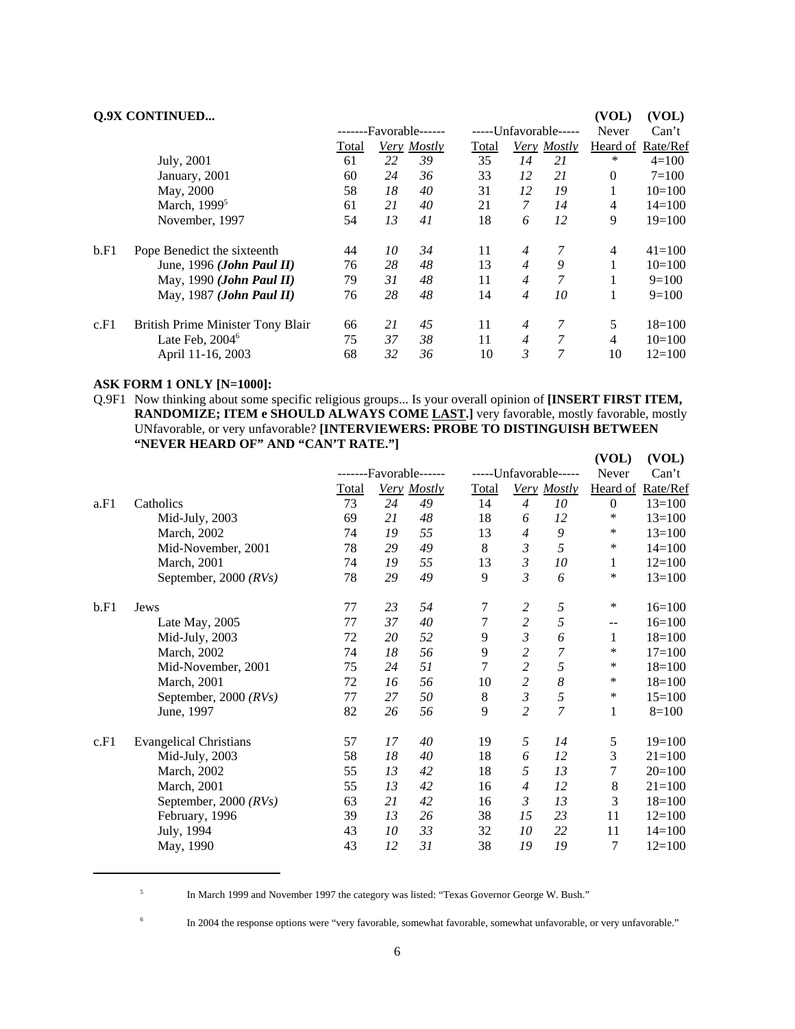**Q.9X CONTINUED...**

| | | -------Favorable------ | | | -----Unfavorable----- | | | (VOL) Never | (VOL) Can't |
|---|---|---|---|---|---|---|---|---|---|
| | | Total | *Very* | *Mostly* | Total | *Very* | *Mostly* | Heard of | Rate/Ref |
| | July, 2001 | 61 | *22* | *39* | 35 | *14* | *21* | * | 4=100 |
| | January, 2001 | 60 | *24* | *36* | 33 | *12* | *21* | 0 | 7=100 |
| | May, 2000 | 58 | *18* | *40* | 31 | *12* | *19* | 1 | 10=100 |
| | March, 1999[5] | 61 | *21* | *40* | 21 | *7* | *14* | 4 | 14=100 |
| | November, 1997 | 54 | *13* | *41* | 18 | *6* | *12* | 9 | 19=100 |
| b.F1 | Pope Benedict the sixteenth | 44 | *10* | *34* | 11 | *4* | *7* | 4 | 41=100 |
| | June, 1996 ***(John Paul II)*** | 76 | *28* | *48* | 13 | *4* | *9* | 1 | 10=100 |
| | May, 1990 ***(John Paul II)*** | 79 | *31* | *48* | 11 | *4* | *7* | 1 | 9=100 |
| | May, 1987 ***(John Paul II)*** | 76 | *28* | *48* | 14 | *4* | *10* | 1 | 9=100 |
| c.F1 | British Prime Minister Tony Blair | 66 | *21* | *45* | 11 | *4* | *7* | 5 | 18=100 |
| | Late Feb, 2004[6] | 75 | *37* | *38* | 11 | *4* | *7* | 4 | 10=100 |
| | April 11-16, 2003 | 68 | *32* | *36* | 10 | *3* | *7* | 10 | 12=100 |

**ASK FORM 1 ONLY [N=1000]:**

Q.9F1 Now thinking about some specific religious groups... Is your overall opinion of **[INSERT FIRST ITEM, RANDOMIZE; ITEM e SHOULD ALWAYS COME LAST.]** very favorable, mostly favorable, mostly UNfavorable, or very unfavorable? **[INTERVIEWERS: PROBE TO DISTINGUISH BETWEEN "NEVER HEARD OF" AND "CAN'T RATE."]**

| | | -------Favorable------ | | | -----Unfavorable----- | | | (VOL) Never | (VOL) Can't |
|---|---|---|---|---|---|---|---|---|---|
| | | Total | *Very* | *Mostly* | Total | *Very* | *Mostly* | Heard of | Rate/Ref |
| a.F1 | Catholics | 73 | *24* | *49* | 14 | *4* | *10* | 0 | 13=100 |
| | Mid-July, 2003 | 69 | *21* | *48* | 18 | *6* | *12* | * | 13=100 |
| | March, 2002 | 74 | *19* | *55* | 13 | *4* | *9* | * | 13=100 |
| | Mid-November, 2001 | 78 | *29* | *49* | 8 | *3* | *5* | * | 14=100 |
| | March, 2001 | 74 | *19* | *55* | 13 | *3* | *10* | 1 | 12=100 |
| | September, 2000 *(RVs)* | 78 | *29* | *49* | 9 | *3* | *6* | * | 13=100 |
| b.F1 | Jews | 77 | *23* | *54* | 7 | *2* | *5* | * | 16=100 |
| | Late May, 2005 | 77 | *37* | *40* | 7 | *2* | *5* | -- | 16=100 |
| | Mid-July, 2003 | 72 | *20* | *52* | 9 | *3* | *6* | 1 | 18=100 |
| | March, 2002 | 74 | *18* | *56* | 9 | *2* | *7* | * | 17=100 |
| | Mid-November, 2001 | 75 | *24* | *51* | 7 | *2* | *5* | * | 18=100 |
| | March, 2001 | 72 | *16* | *56* | 10 | *2* | *8* | * | 18=100 |
| | September, 2000 *(RVs)* | 77 | *27* | *50* | 8 | *3* | *5* | * | 15=100 |
| | June, 1997 | 82 | *26* | *56* | 9 | *2* | *7* | 1 | 8=100 |
| c.F1 | Evangelical Christians | 57 | *17* | *40* | 19 | *5* | *14* | 5 | 19=100 |
| | Mid-July, 2003 | 58 | *18* | *40* | 18 | *6* | *12* | 3 | 21=100 |
| | March, 2002 | 55 | *13* | *42* | 18 | *5* | *13* | 7 | 20=100 |
| | March, 2001 | 55 | *13* | *42* | 16 | *4* | *12* | 8 | 21=100 |
| | September, 2000 *(RVs)* | 63 | *21* | *42* | 16 | *3* | *13* | 3 | 18=100 |
| | February, 1996 | 39 | *13* | *26* | 38 | *15* | *23* | 11 | 12=100 |
| | July, 1994 | 43 | *10* | *33* | 32 | *10* | *22* | 11 | 14=100 |
| | May, 1990 | 43 | *12* | *31* | 38 | *19* | *19* | 7 | 12=100 |

---

[5] In March 1999 and November 1997 the category was listed: "Texas Governor George W. Bush."

[6] In 2004 the response options were "very favorable, somewhat favorable, somewhat unfavorable, or very unfavorable."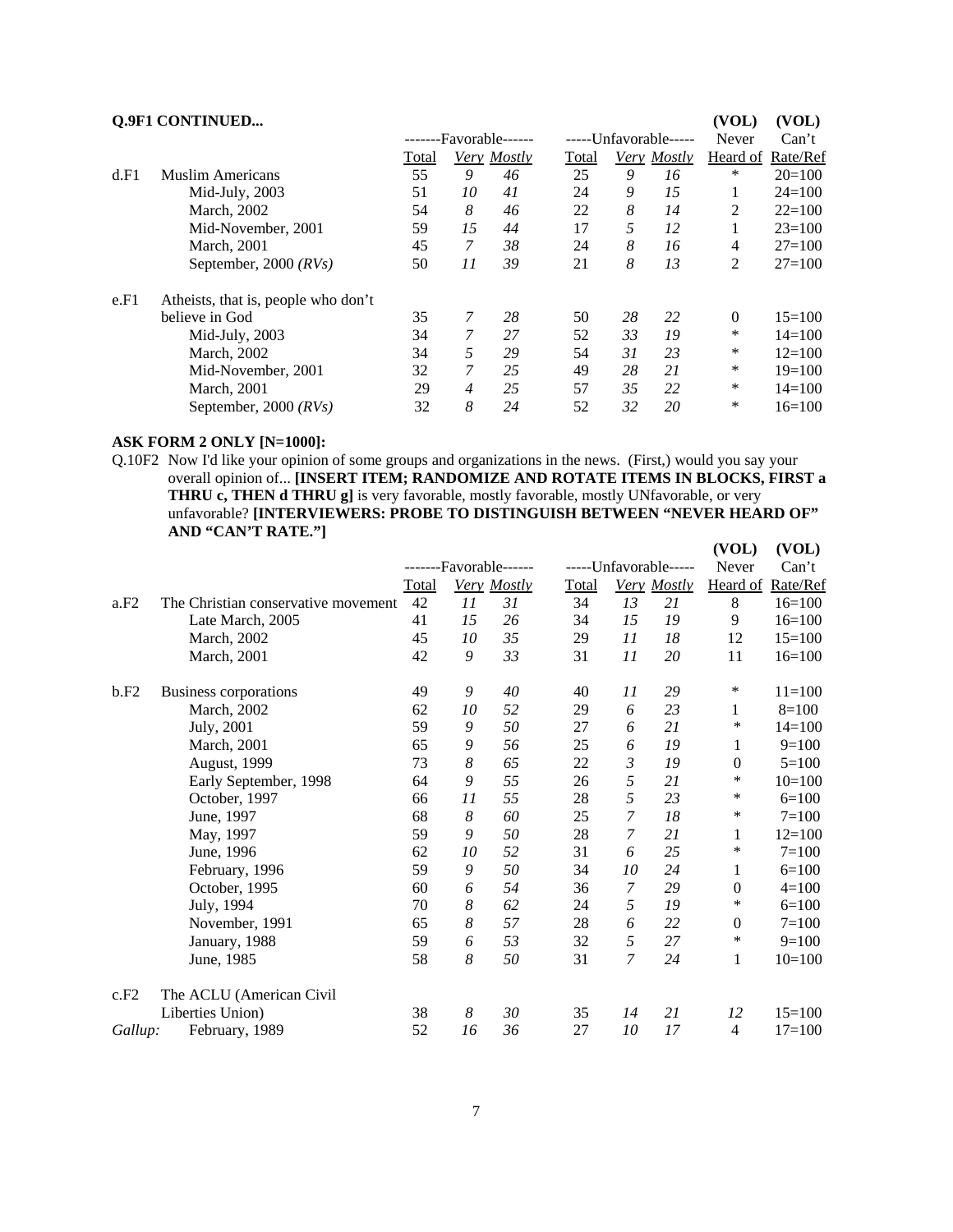**Q.9F1 CONTINUED...**

| | | -------Favorable------ | | | -----Unfavorable----- | | | (VOL) Never | (VOL) Can't |
|---|---|---|---|---|---|---|---|---|---|
| | | Total | *Very* | *Mostly* | Total | *Very* | *Mostly* | Heard of | Rate/Ref |
| d.F1 | Muslim Americans | 55 | *9* | *46* | 25 | *9* | *16* | * | 20=100 |
| | Mid-July, 2003 | 51 | *10* | *41* | 24 | *9* | *15* | 1 | 24=100 |
| | March, 2002 | 54 | *8* | *46* | 22 | *8* | *14* | 2 | 22=100 |
| | Mid-November, 2001 | 59 | *15* | *44* | 17 | *5* | *12* | 1 | 23=100 |
| | March, 2001 | 45 | *7* | *38* | 24 | *8* | *16* | 4 | 27=100 |
| | September, 2000 *(RVs)* | 50 | *11* | *39* | 21 | *8* | *13* | 2 | 27=100 |
| e.F1 | Atheists, that is, people who don't believe in God | 35 | *7* | *28* | 50 | *28* | *22* | 0 | 15=100 |
| | Mid-July, 2003 | 34 | *7* | *27* | 52 | *33* | *19* | * | 14=100 |
| | March, 2002 | 34 | *5* | *29* | 54 | *31* | *23* | * | 12=100 |
| | Mid-November, 2001 | 32 | *7* | *25* | 49 | *28* | *21* | * | 19=100 |
| | March, 2001 | 29 | *4* | *25* | 57 | *35* | *22* | * | 14=100 |
| | September, 2000 *(RVs)* | 32 | *8* | *24* | 52 | *32* | *20* | * | 16=100 |

**ASK FORM 2 ONLY [N=1000]:**

Q.10F2 Now I'd like your opinion of some groups and organizations in the news. (First,) would you say your overall opinion of... **[INSERT ITEM; RANDOMIZE AND ROTATE ITEMS IN BLOCKS, FIRST a THRU c, THEN d THRU g]** is very favorable, mostly favorable, mostly UNfavorable, or very unfavorable? **[INTERVIEWERS: PROBE TO DISTINGUISH BETWEEN "NEVER HEARD OF" AND "CAN'T RATE."]**

| | | -------Favorable------ | | | -----Unfavorable----- | | | (VOL) Never | (VOL) Can't |
|---|---|---|---|---|---|---|---|---|---|
| | | Total | *Very* | *Mostly* | Total | *Very* | *Mostly* | Heard of | Rate/Ref |
| a.F2 | The Christian conservative movement | 42 | *11* | *31* | 34 | *13* | *21* | 8 | 16=100 |
| | Late March, 2005 | 41 | *15* | *26* | 34 | *15* | *19* | 9 | 16=100 |
| | March, 2002 | 45 | *10* | *35* | 29 | *11* | *18* | 12 | 15=100 |
| | March, 2001 | 42 | *9* | *33* | 31 | *11* | *20* | 11 | 16=100 |
| b.F2 | Business corporations | 49 | *9* | *40* | 40 | *11* | *29* | * | 11=100 |
| | March, 2002 | 62 | *10* | *52* | 29 | *6* | *23* | 1 | 8=100 |
| | July, 2001 | 59 | *9* | *50* | 27 | *6* | *21* | * | 14=100 |
| | March, 2001 | 65 | *9* | *56* | 25 | *6* | *19* | 1 | 9=100 |
| | August, 1999 | 73 | *8* | *65* | 22 | *3* | *19* | 0 | 5=100 |
| | Early September, 1998 | 64 | *9* | *55* | 26 | *5* | *21* | * | 10=100 |
| | October, 1997 | 66 | *11* | *55* | 28 | *5* | *23* | * | 6=100 |
| | June, 1997 | 68 | *8* | *60* | 25 | *7* | *18* | * | 7=100 |
| | May, 1997 | 59 | *9* | *50* | 28 | *7* | *21* | 1 | 12=100 |
| | June, 1996 | 62 | *10* | *52* | 31 | *6* | *25* | * | 7=100 |
| | February, 1996 | 59 | *9* | *50* | 34 | *10* | *24* | 1 | 6=100 |
| | October, 1995 | 60 | *6* | *54* | 36 | *7* | *29* | 0 | 4=100 |
| | July, 1994 | 70 | *8* | *62* | 24 | *5* | *19* | * | 6=100 |
| | November, 1991 | 65 | *8* | *57* | 28 | *6* | *22* | 0 | 7=100 |
| | January, 1988 | 59 | *6* | *53* | 32 | *5* | *27* | * | 9=100 |
| | June, 1985 | 58 | *8* | *50* | 31 | *7* | *24* | 1 | 10=100 |
| c.F2 | The ACLU (American Civil Liberties Union) | 38 | *8* | *30* | 35 | *14* | *21* | *12* | 15=100 |
| *Gallup:* | February, 1989 | 52 | *16* | *36* | 27 | *10* | *17* | 4 | 17=100 |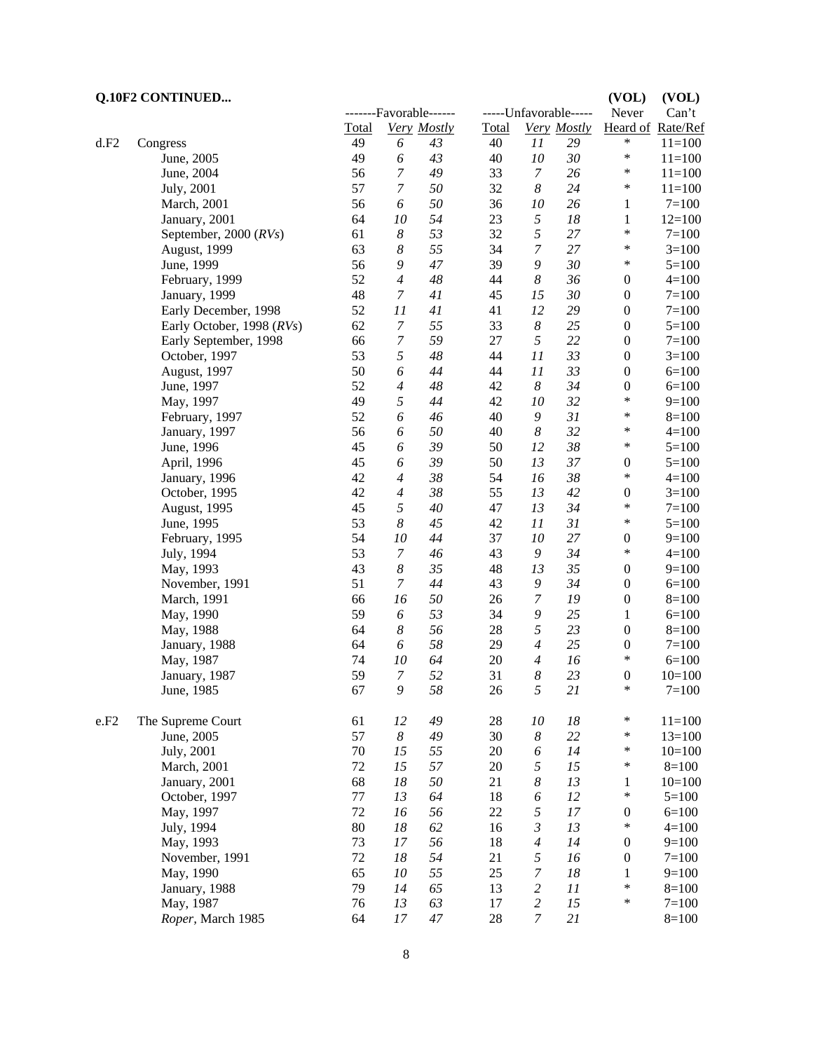**Q.10F2 CONTINUED...**

| | | -------Favorable------ | | | -----Unfavorable----- | | | (VOL) Never | (VOL) Can't |
|---|---|---|---|---|---|---|---|---|---|
| | | Total | *Very* | *Mostly* | Total | *Very* | *Mostly* | Heard of | Rate/Ref |
| d.F2 | Congress | 49 | *6* | *43* | 40 | *11* | *29* | * | 11=100 |
| | June, 2005 | 49 | *6* | *43* | 40 | *10* | *30* | * | 11=100 |
| | June, 2004 | 56 | *7* | *49* | 33 | *7* | *26* | * | 11=100 |
| | July, 2001 | 57 | *7* | *50* | 32 | *8* | *24* | * | 11=100 |
| | March, 2001 | 56 | *6* | *50* | 36 | *10* | *26* | 1 | 7=100 |
| | January, 2001 | 64 | *10* | *54* | 23 | *5* | *18* | 1 | 12=100 |
| | September, 2000 (*RVs*) | 61 | *8* | *53* | 32 | *5* | *27* | * | 7=100 |
| | August, 1999 | 63 | *8* | *55* | 34 | *7* | *27* | * | 3=100 |
| | June, 1999 | 56 | *9* | *47* | 39 | *9* | *30* | * | 5=100 |
| | February, 1999 | 52 | *4* | *48* | 44 | *8* | *36* | 0 | 4=100 |
| | January, 1999 | 48 | *7* | *41* | 45 | *15* | *30* | 0 | 7=100 |
| | Early December, 1998 | 52 | *11* | *41* | 41 | *12* | *29* | 0 | 7=100 |
| | Early October, 1998 (*RVs*) | 62 | *7* | *55* | 33 | *8* | *25* | 0 | 5=100 |
| | Early September, 1998 | 66 | *7* | *59* | 27 | *5* | *22* | 0 | 7=100 |
| | October, 1997 | 53 | *5* | *48* | 44 | *11* | *33* | 0 | 3=100 |
| | August, 1997 | 50 | *6* | *44* | 44 | *11* | *33* | 0 | 6=100 |
| | June, 1997 | 52 | *4* | *48* | 42 | *8* | *34* | 0 | 6=100 |
| | May, 1997 | 49 | *5* | *44* | 42 | *10* | *32* | * | 9=100 |
| | February, 1997 | 52 | *6* | *46* | 40 | *9* | *31* | * | 8=100 |
| | January, 1997 | 56 | *6* | *50* | 40 | *8* | *32* | * | 4=100 |
| | June, 1996 | 45 | *6* | *39* | 50 | *12* | *38* | * | 5=100 |
| | April, 1996 | 45 | *6* | *39* | 50 | *13* | *37* | 0 | 5=100 |
| | January, 1996 | 42 | *4* | *38* | 54 | *16* | *38* | * | 4=100 |
| | October, 1995 | 42 | *4* | *38* | 55 | *13* | *42* | 0 | 3=100 |
| | August, 1995 | 45 | *5* | *40* | 47 | *13* | *34* | * | 7=100 |
| | June, 1995 | 53 | *8* | *45* | 42 | *11* | *31* | * | 5=100 |
| | February, 1995 | 54 | *10* | *44* | 37 | *10* | *27* | 0 | 9=100 |
| | July, 1994 | 53 | *7* | *46* | 43 | *9* | *34* | * | 4=100 |
| | May, 1993 | 43 | *8* | *35* | 48 | *13* | *35* | 0 | 9=100 |
| | November, 1991 | 51 | *7* | *44* | 43 | *9* | *34* | 0 | 6=100 |
| | March, 1991 | 66 | *16* | *50* | 26 | *7* | *19* | 0 | 8=100 |
| | May, 1990 | 59 | *6* | *53* | 34 | *9* | *25* | 1 | 6=100 |
| | May, 1988 | 64 | *8* | *56* | 28 | *5* | *23* | 0 | 8=100 |
| | January, 1988 | 64 | *6* | *58* | 29 | *4* | *25* | 0 | 7=100 |
| | May, 1987 | 74 | *10* | *64* | 20 | *4* | *16* | * | 6=100 |
| | January, 1987 | 59 | *7* | *52* | 31 | *8* | *23* | 0 | 10=100 |
| | June, 1985 | 67 | *9* | *58* | 26 | *5* | *21* | * | 7=100 |
| e.F2 | The Supreme Court | 61 | *12* | *49* | 28 | *10* | *18* | * | 11=100 |
| | June, 2005 | 57 | *8* | *49* | 30 | *8* | *22* | * | 13=100 |
| | July, 2001 | 70 | *15* | *55* | 20 | *6* | *14* | * | 10=100 |
| | March, 2001 | 72 | *15* | *57* | 20 | *5* | *15* | * | 8=100 |
| | January, 2001 | 68 | *18* | *50* | 21 | *8* | *13* | 1 | 10=100 |
| | October, 1997 | 77 | *13* | *64* | 18 | *6* | *12* | * | 5=100 |
| | May, 1997 | 72 | *16* | *56* | 22 | *5* | *17* | 0 | 6=100 |
| | July, 1994 | 80 | *18* | *62* | 16 | *3* | *13* | * | 4=100 |
| | May, 1993 | 73 | *17* | *56* | 18 | *4* | *14* | 0 | 9=100 |
| | November, 1991 | 72 | *18* | *54* | 21 | *5* | *16* | 0 | 7=100 |
| | May, 1990 | 65 | *10* | *55* | 25 | *7* | *18* | 1 | 9=100 |
| | January, 1988 | 79 | *14* | *65* | 13 | *2* | *11* | * | 8=100 |
| | May, 1987 | 76 | *13* | *63* | 17 | *2* | *15* | * | 7=100 |
| | *Roper*, March 1985 | 64 | *17* | *47* | 28 | *7* | *21* | | 8=100 |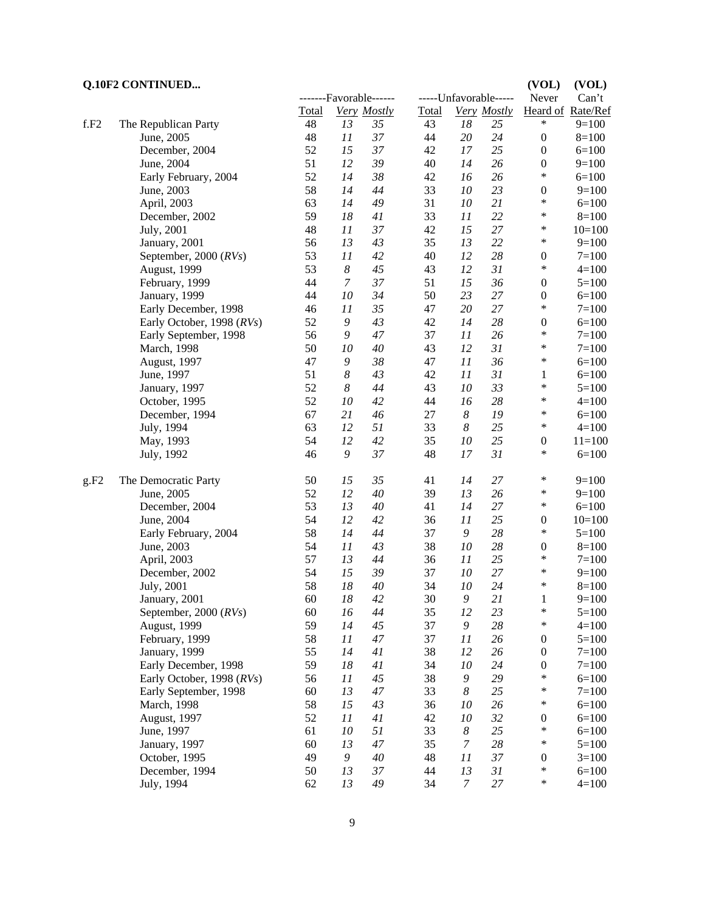**Q.10F2 CONTINUED...**

| | | -------Favorable------ | | | -----Unfavorable----- | | | (VOL) Never | (VOL) Can't |
|---|---|---|---|---|---|---|---|---|---|
| | | Total | *Very* | *Mostly* | Total | *Very* | *Mostly* | Heard of | Rate/Ref |
| f.F2 | The Republican Party | 48 | *13* | *35* | 43 | *18* | *25* | * | 9=100 |
| | June, 2005 | 48 | *11* | *37* | 44 | *20* | *24* | 0 | 8=100 |
| | December, 2004 | 52 | *15* | *37* | 42 | *17* | *25* | 0 | 6=100 |
| | June, 2004 | 51 | *12* | *39* | 40 | *14* | *26* | 0 | 9=100 |
| | Early February, 2004 | 52 | *14* | *38* | 42 | *16* | *26* | * | 6=100 |
| | June, 2003 | 58 | *14* | *44* | 33 | *10* | *23* | 0 | 9=100 |
| | April, 2003 | 63 | *14* | *49* | 31 | *10* | *21* | * | 6=100 |
| | December, 2002 | 59 | *18* | *41* | 33 | *11* | *22* | * | 8=100 |
| | July, 2001 | 48 | *11* | *37* | 42 | *15* | *27* | * | 10=100 |
| | January, 2001 | 56 | *13* | *43* | 35 | *13* | *22* | * | 9=100 |
| | September, 2000 (*RVs*) | 53 | *11* | *42* | 40 | *12* | *28* | 0 | 7=100 |
| | August, 1999 | 53 | *8* | *45* | 43 | *12* | *31* | * | 4=100 |
| | February, 1999 | 44 | *7* | *37* | 51 | *15* | *36* | 0 | 5=100 |
| | January, 1999 | 44 | *10* | *34* | 50 | *23* | *27* | 0 | 6=100 |
| | Early December, 1998 | 46 | *11* | *35* | 47 | *20* | *27* | * | 7=100 |
| | Early October, 1998 (*RVs*) | 52 | *9* | *43* | 42 | *14* | *28* | 0 | 6=100 |
| | Early September, 1998 | 56 | *9* | *47* | 37 | *11* | *26* | * | 7=100 |
| | March, 1998 | 50 | *10* | *40* | 43 | *12* | *31* | * | 7=100 |
| | August, 1997 | 47 | *9* | *38* | 47 | *11* | *36* | * | 6=100 |
| | June, 1997 | 51 | *8* | *43* | 42 | *11* | *31* | 1 | 6=100 |
| | January, 1997 | 52 | *8* | *44* | 43 | *10* | *33* | * | 5=100 |
| | October, 1995 | 52 | *10* | *42* | 44 | *16* | *28* | * | 4=100 |
| | December, 1994 | 67 | *21* | *46* | 27 | *8* | *19* | * | 6=100 |
| | July, 1994 | 63 | *12* | *51* | 33 | *8* | *25* | * | 4=100 |
| | May, 1993 | 54 | *12* | *42* | 35 | *10* | *25* | 0 | 11=100 |
| | July, 1992 | 46 | *9* | *37* | 48 | *17* | *31* | * | 6=100 |
| | | | | | | | | | |
| g.F2 | The Democratic Party | 50 | *15* | *35* | 41 | *14* | *27* | * | 9=100 |
| | June, 2005 | 52 | *12* | *40* | 39 | *13* | *26* | * | 9=100 |
| | December, 2004 | 53 | *13* | *40* | 41 | *14* | *27* | * | 6=100 |
| | June, 2004 | 54 | *12* | *42* | 36 | *11* | *25* | 0 | 10=100 |
| | Early February, 2004 | 58 | *14* | *44* | 37 | *9* | *28* | * | 5=100 |
| | June, 2003 | 54 | *11* | *43* | 38 | *10* | *28* | 0 | 8=100 |
| | April, 2003 | 57 | *13* | *44* | 36 | *11* | *25* | * | 7=100 |
| | December, 2002 | 54 | *15* | *39* | 37 | *10* | *27* | * | 9=100 |
| | July, 2001 | 58 | *18* | *40* | 34 | *10* | *24* | * | 8=100 |
| | January, 2001 | 60 | *18* | *42* | 30 | *9* | *21* | 1 | 9=100 |
| | September, 2000 (*RVs*) | 60 | *16* | *44* | 35 | *12* | *23* | * | 5=100 |
| | August, 1999 | 59 | *14* | *45* | 37 | *9* | *28* | * | 4=100 |
| | February, 1999 | 58 | *11* | *47* | 37 | *11* | *26* | 0 | 5=100 |
| | January, 1999 | 55 | *14* | *41* | 38 | *12* | *26* | 0 | 7=100 |
| | Early December, 1998 | 59 | *18* | *41* | 34 | *10* | *24* | 0 | 7=100 |
| | Early October, 1998 (*RVs*) | 56 | *11* | *45* | 38 | *9* | *29* | * | 6=100 |
| | Early September, 1998 | 60 | *13* | *47* | 33 | *8* | *25* | * | 7=100 |
| | March, 1998 | 58 | *15* | *43* | 36 | *10* | *26* | * | 6=100 |
| | August, 1997 | 52 | *11* | *41* | 42 | *10* | *32* | 0 | 6=100 |
| | June, 1997 | 61 | *10* | *51* | 33 | *8* | *25* | * | 6=100 |
| | January, 1997 | 60 | *13* | *47* | 35 | *7* | *28* | * | 5=100 |
| | October, 1995 | 49 | *9* | *40* | 48 | *11* | *37* | 0 | 3=100 |
| | December, 1994 | 50 | *13* | *37* | 44 | *13* | *31* | * | 6=100 |
| | July, 1994 | 62 | *13* | *49* | 34 | *7* | *27* | * | 4=100 |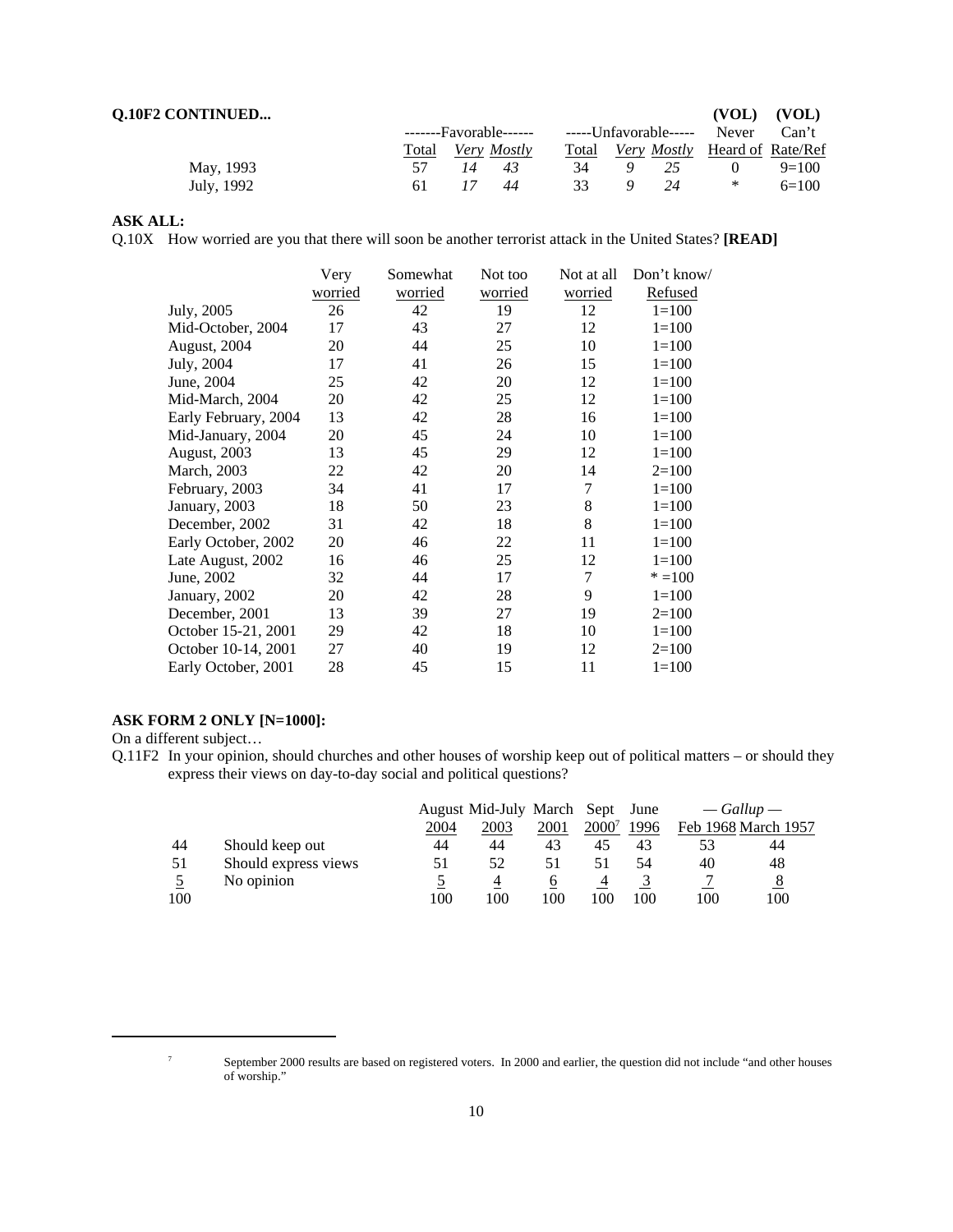**Q.10F2 CONTINUED...**

| | -------Favorable------ | | | -----Unfavorable----- | | | (VOL) Never | (VOL) Can't |
|---|---|---|---|---|---|---|---|---|
| | Total | *Very* | *Mostly* | Total | *Very* | *Mostly* | Heard of | Rate/Ref |
| May, 1993 | 57 | *14* | *43* | 34 | *9* | *25* | 0 | 9=100 |
| July, 1992 | 61 | *17* | *44* | 33 | *9* | *24* | * | 6=100 |

**ASK ALL:**

Q.10X How worried are you that there will soon be another terrorist attack in the United States? **[READ]**

| | Very worried | Somewhat worried | Not too worried | Not at all worried | Don't know/ Refused |
|---|---|---|---|---|---|
| July, 2005 | 26 | 42 | 19 | 12 | 1=100 |
| Mid-October, 2004 | 17 | 43 | 27 | 12 | 1=100 |
| August, 2004 | 20 | 44 | 25 | 10 | 1=100 |
| July, 2004 | 17 | 41 | 26 | 15 | 1=100 |
| June, 2004 | 25 | 42 | 20 | 12 | 1=100 |
| Mid-March, 2004 | 20 | 42 | 25 | 12 | 1=100 |
| Early February, 2004 | 13 | 42 | 28 | 16 | 1=100 |
| Mid-January, 2004 | 20 | 45 | 24 | 10 | 1=100 |
| August, 2003 | 13 | 45 | 29 | 12 | 1=100 |
| March, 2003 | 22 | 42 | 20 | 14 | 2=100 |
| February, 2003 | 34 | 41 | 17 | 7 | 1=100 |
| January, 2003 | 18 | 50 | 23 | 8 | 1=100 |
| December, 2002 | 31 | 42 | 18 | 8 | 1=100 |
| Early October, 2002 | 20 | 46 | 22 | 11 | 1=100 |
| Late August, 2002 | 16 | 46 | 25 | 12 | 1=100 |
| June, 2002 | 32 | 44 | 17 | 7 | * =100 |
| January, 2002 | 20 | 42 | 28 | 9 | 1=100 |
| December, 2001 | 13 | 39 | 27 | 19 | 2=100 |
| October 15-21, 2001 | 29 | 42 | 18 | 10 | 1=100 |
| October 10-14, 2001 | 27 | 40 | 19 | 12 | 2=100 |
| Early October, 2001 | 28 | 45 | 15 | 11 | 1=100 |

**ASK FORM 2 ONLY [N=1000]:**

On a different subject…

Q.11F2 In your opinion, should churches and other houses of worship keep out of political matters – or should they express their views on day-to-day social and political questions?

| | | August 2004 | Mid-July 2003 | March 2001 | Sept 2000[7] | June 1996 | — *Gallup* — Feb 1968 | March 1957 |
|---|---|---|---|---|---|---|---|---|
| 44 | Should keep out | 44 | 44 | 43 | 45 | 43 | 53 | 44 |
| 51 | Should express views | 51 | 52 | 51 | 51 | 54 | 40 | 48 |
| 5 | No opinion | 5 | 4 | 6 | 4 | 3 | 7 | 8 |
| 100 | | 100 | 100 | 100 | 100 | 100 | 100 | 100 |

[7] September 2000 results are based on registered voters. In 2000 and earlier, the question did not include "and other houses of worship."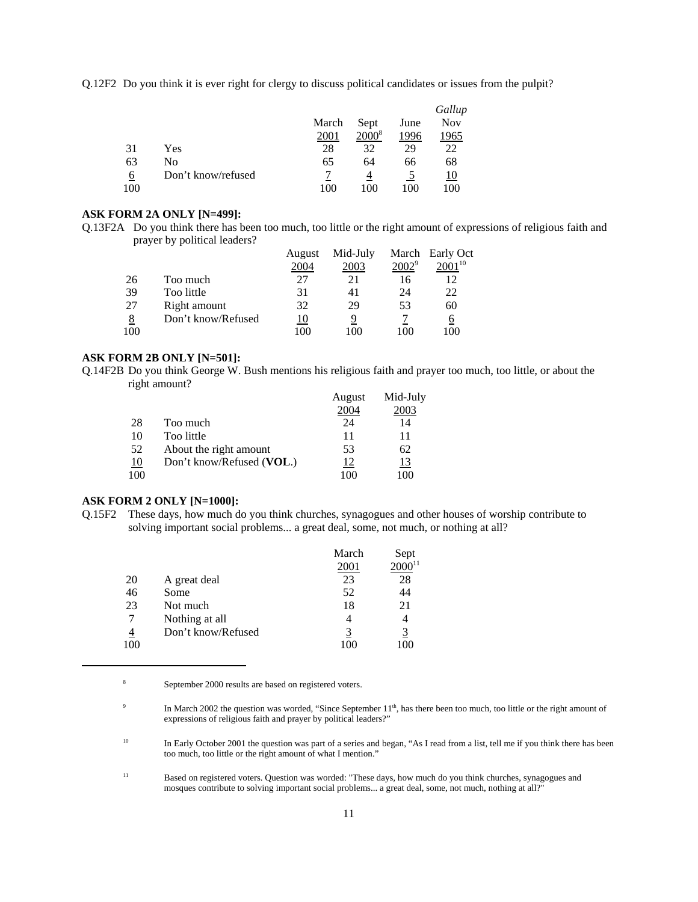Q.12F2 Do you think it is ever right for clergy to discuss political candidates or issues from the pulpit?

| | | March 2001 | Sept 2000[8] | June 1996 | *Gallup* Nov 1965 |
|---|---|---|---|---|---|
| 31 | Yes | 28 | 32 | 29 | 22 |
| 63 | No | 65 | 64 | 66 | 68 |
| 6 | Don't know/refused | 7 | 4 | 5 | 10 |
| 100 | | 100 | 100 | 100 | 100 |

**ASK FORM 2A ONLY [N=499]:**

Q.13F2A Do you think there has been too much, too little or the right amount of expressions of religious faith and prayer by political leaders?

| | | August 2004 | Mid-July 2003 | March 2002[9] | Early Oct 2001[10] |
|---|---|---|---|---|---|
| 26 | Too much | 27 | 21 | 16 | 12 |
| 39 | Too little | 31 | 41 | 24 | 22 |
| 27 | Right amount | 32 | 29 | 53 | 60 |
| 8 | Don't know/Refused | 10 | 9 | 7 | 6 |
| 100 | | 100 | 100 | 100 | 100 |

**ASK FORM 2B ONLY [N=501]:**

Q.14F2B Do you think George W. Bush mentions his religious faith and prayer too much, too little, or about the right amount?

| | | August 2004 | Mid-July 2003 |
|---|---|---|---|
| 28 | Too much | 24 | 14 |
| 10 | Too little | 11 | 11 |
| 52 | About the right amount | 53 | 62 |
| 10 | Don't know/Refused (**VOL.**) | 12 | 13 |
| 100 | | 100 | 100 |

**ASK FORM 2 ONLY [N=1000]:**

Q.15F2 These days, how much do you think churches, synagogues and other houses of worship contribute to solving important social problems... a great deal, some, not much, or nothing at all?

| | | March 2001 | Sept 2000[11] |
|---|---|---|---|
| 20 | A great deal | 23 | 28 |
| 46 | Some | 52 | 44 |
| 23 | Not much | 18 | 21 |
| 7 | Nothing at all | 4 | 4 |
| 4 | Don't know/Refused | 3 | 3 |
| 100 | | 100 | 100 |

---

[8] September 2000 results are based on registered voters.

[9] In March 2002 the question was worded, "Since September 11th, has there been too much, too little or the right amount of expressions of religious faith and prayer by political leaders?"

[10] In Early October 2001 the question was part of a series and began, "As I read from a list, tell me if you think there has been too much, too little or the right amount of what I mention."

[11] Based on registered voters. Question was worded: "These days, how much do you think churches, synagogues and mosques contribute to solving important social problems... a great deal, some, not much, nothing at all?"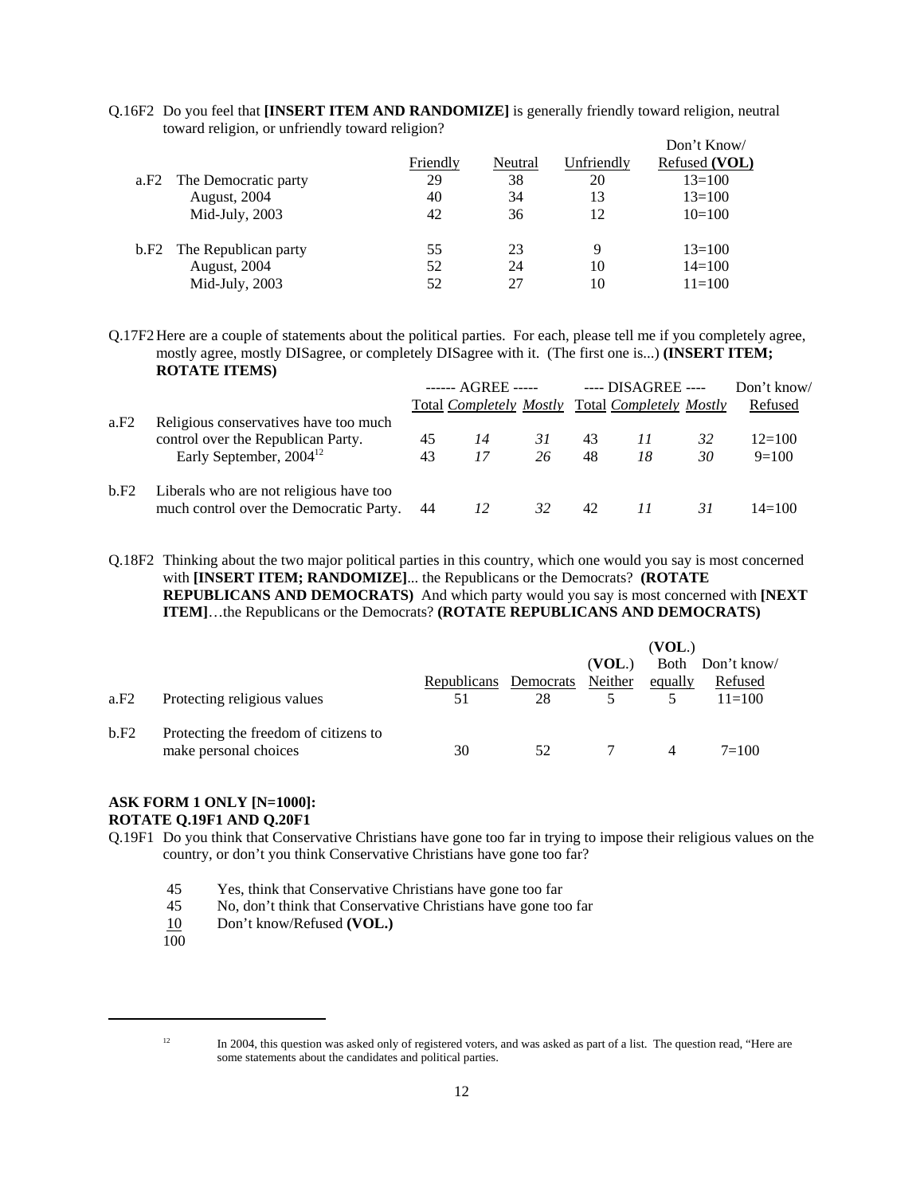Q.16F2 Do you feel that **[INSERT ITEM AND RANDOMIZE]** is generally friendly toward religion, neutral toward religion, or unfriendly toward religion?

| | | Friendly | Neutral | Unfriendly | Don't Know/ Refused **(VOL)** |
|---|---|---|---|---|---|
| a.F2 | The Democratic party | 29 | 38 | 20 | 13=100 |
| | August, 2004 | 40 | 34 | 13 | 13=100 |
| | Mid-July, 2003 | 42 | 36 | 12 | 10=100 |
| b.F2 | The Republican party | 55 | 23 | 9 | 13=100 |
| | August, 2004 | 52 | 24 | 10 | 14=100 |
| | Mid-July, 2003 | 52 | 27 | 10 | 11=100 |

Q.17F2 Here are a couple of statements about the political parties. For each, please tell me if you completely agree, mostly agree, mostly DISagree, or completely DISagree with it. (The first one is...) **(INSERT ITEM; ROTATE ITEMS)**

| | | ------ AGREE ----- | | | ---- DISAGREE ---- | | | Don't know/ |
|---|---|---|---|---|---|---|---|---|
| | | Total | *Completely* | *Mostly* | Total | *Completely* | *Mostly* | Refused |
| a.F2 | Religious conservatives have too much control over the Republican Party. | 45 | *14* | *31* | 43 | *11* | *32* | 12=100 |
| | Early September, 2004[12] | 43 | *17* | *26* | 48 | *18* | *30* | 9=100 |
| b.F2 | Liberals who are not religious have too much control over the Democratic Party. | 44 | *12* | *32* | 42 | *11* | *31* | 14=100 |

Q.18F2 Thinking about the two major political parties in this country, which one would you say is most concerned with **[INSERT ITEM; RANDOMIZE]**... the Republicans or the Democrats? **(ROTATE REPUBLICANS AND DEMOCRATS)** And which party would you say is most concerned with **[NEXT ITEM]**…the Republicans or the Democrats? **(ROTATE REPUBLICANS AND DEMOCRATS)**

| | | Republicans | Democrats | (**VOL**.) Neither | (**VOL**.) Both equally | Don't know/ Refused |
|---|---|---|---|---|---|---|
| a.F2 | Protecting religious values | 51 | 28 | 5 | 5 | 11=100 |
| b.F2 | Protecting the freedom of citizens to make personal choices | 30 | 52 | 7 | 4 | 7=100 |

**ASK FORM 1 ONLY [N=1000]:**
**ROTATE Q.19F1 AND Q.20F1**

Q.19F1 Do you think that Conservative Christians have gone too far in trying to impose their religious values on the country, or don't you think Conservative Christians have gone too far?

45 Yes, think that Conservative Christians have gone too far
45 No, don't think that Conservative Christians have gone too far
10 Don't know/Refused **(VOL.)**
100

---

[12] In 2004, this question was asked only of registered voters, and was asked as part of a list. The question read, "Here are some statements about the candidates and political parties.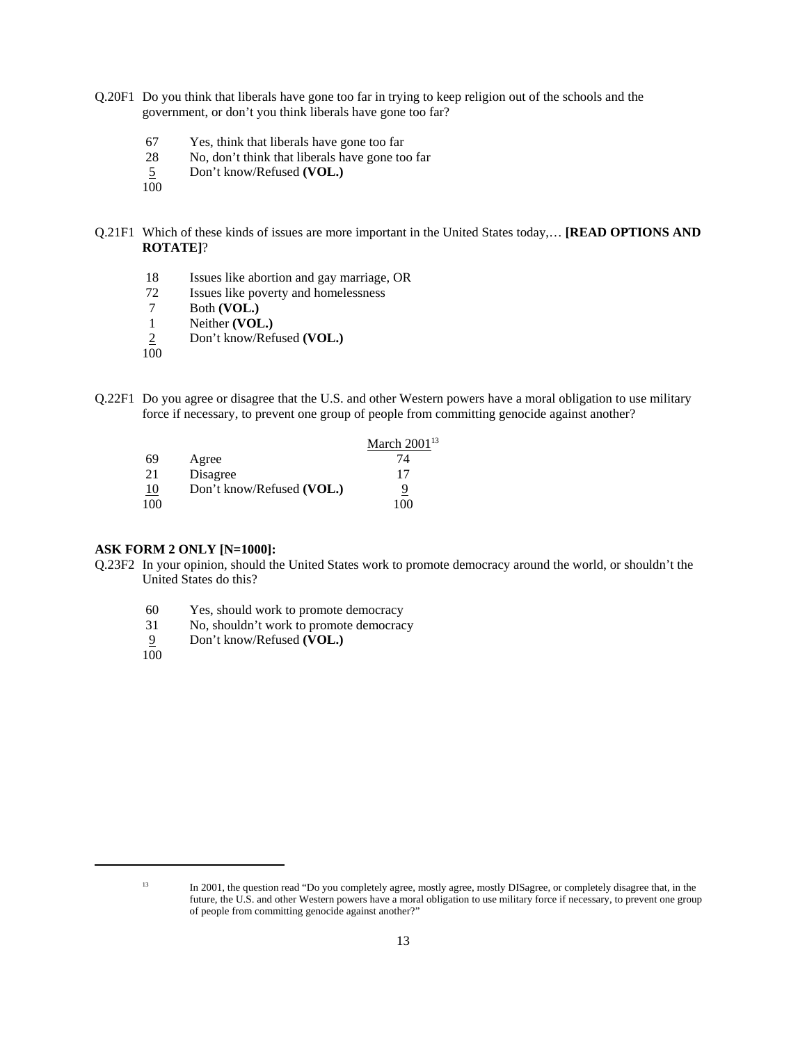Q.20F1 Do you think that liberals have gone too far in trying to keep religion out of the schools and the government, or don't you think liberals have gone too far?

| | |
|---|---|
| 67 | Yes, think that liberals have gone too far |
| 28 | No, don't think that liberals have gone too far |
| 5 | Don't know/Refused **(VOL.)** |
| 100 | |

Q.21F1 Which of these kinds of issues are more important in the United States today,… **[READ OPTIONS AND ROTATE]**?

| | |
|---|---|
| 18 | Issues like abortion and gay marriage, OR |
| 72 | Issues like poverty and homelessness |
| 7 | Both **(VOL.)** |
| 1 | Neither **(VOL.)** |
| 2 | Don't know/Refused **(VOL.)** |
| 100 | |

Q.22F1 Do you agree or disagree that the U.S. and other Western powers have a moral obligation to use military force if necessary, to prevent one group of people from committing genocide against another?

| | | March 2001[13] |
|---|---|---|
| 69 | Agree | 74 |
| 21 | Disagree | 17 |
| 10 | Don't know/Refused **(VOL.)** | 9 |
| 100 | | 100 |

**ASK FORM 2 ONLY [N=1000]:**

Q.23F2 In your opinion, should the United States work to promote democracy around the world, or shouldn't the United States do this?

| | |
|---|---|
| 60 | Yes, should work to promote democracy |
| 31 | No, shouldn't work to promote democracy |
| 9 | Don't know/Refused **(VOL.)** |
| 100 | |

---

[13] In 2001, the question read "Do you completely agree, mostly agree, mostly DISagree, or completely disagree that, in the future, the U.S. and other Western powers have a moral obligation to use military force if necessary, to prevent one group of people from committing genocide against another?"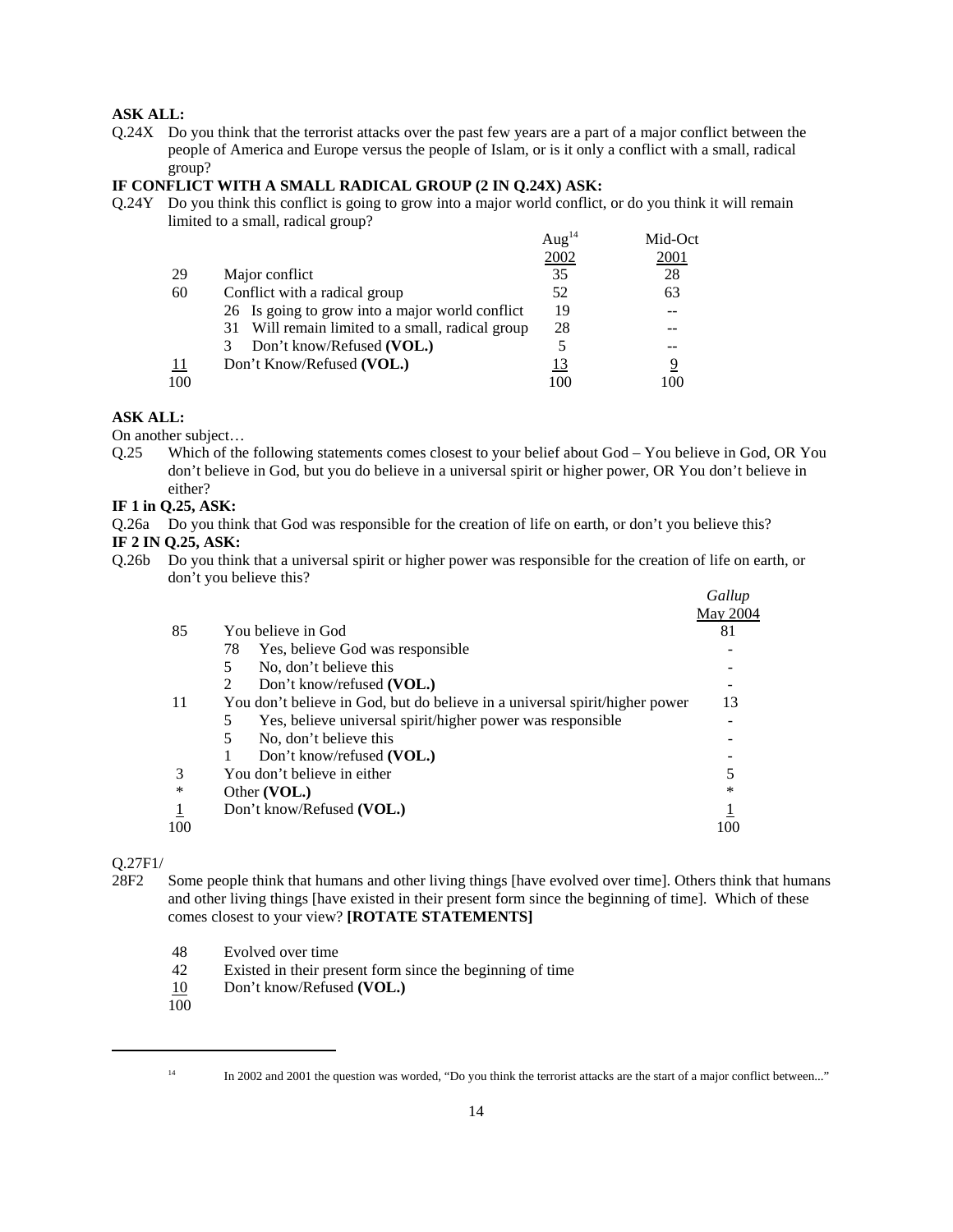**ASK ALL:**

Q.24X Do you think that the terrorist attacks over the past few years are a part of a major conflict between the people of America and Europe versus the people of Islam, or is it only a conflict with a small, radical group?

**IF CONFLICT WITH A SMALL RADICAL GROUP (2 IN Q.24X) ASK:**

Q.24Y Do you think this conflict is going to grow into a major world conflict, or do you think it will remain limited to a small, radical group?

| | | Aug[14] 2002 | Mid-Oct 2001 |
|---|---|---|---|
| 29 | Major conflict | 35 | 28 |
| 60 | Conflict with a radical group | 52 | 63 |
| | 26 Is going to grow into a major world conflict | 19 | -- |
| | 31 Will remain limited to a small, radical group | 28 | -- |
| | 3 Don't know/Refused **(VOL.)** | 5 | -- |
| 11 | Don't Know/Refused **(VOL.)** | 13 | 9 |
| 100 | | 100 | 100 |

**ASK ALL:**

On another subject…

Q.25 Which of the following statements comes closest to your belief about God – You believe in God, OR You don't believe in God, but you do believe in a universal spirit or higher power, OR You don't believe in either?

**IF 1 in Q.25, ASK:**

Q.26a Do you think that God was responsible for the creation of life on earth, or don't you believe this?

**IF 2 IN Q.25, ASK:**

Q.26b Do you think that a universal spirit or higher power was responsible for the creation of life on earth, or don't you believe this?

| | | *Gallup* May 2004 |
|---|---|---|
| 85 | You believe in God | 81 |
| | 78 Yes, believe God was responsible | - |
| | 5 No, don't believe this | - |
| | 2 Don't know/refused **(VOL.)** | - |
| 11 | You don't believe in God, but do believe in a universal spirit/higher power | 13 |
| | 5 Yes, believe universal spirit/higher power was responsible | - |
| | 5 No, don't believe this | - |
| | 1 Don't know/refused **(VOL.)** | - |
| 3 | You don't believe in either | 5 |
| * | Other **(VOL.)** | * |
| 1 | Don't know/Refused **(VOL.)** | 1 |
| 100 | | 100 |

Q.27F1/
28F2 Some people think that humans and other living things [have evolved over time]. Others think that humans and other living things [have existed in their present form since the beginning of time]. Which of these comes closest to your view? **[ROTATE STATEMENTS]**

| | |
|---|---|
| 48 | Evolved over time |
| 42 | Existed in their present form since the beginning of time |
| 10 | Don't know/Refused **(VOL.)** |
| 100 | |

[14] In 2002 and 2001 the question was worded, "Do you think the terrorist attacks are the start of a major conflict between..."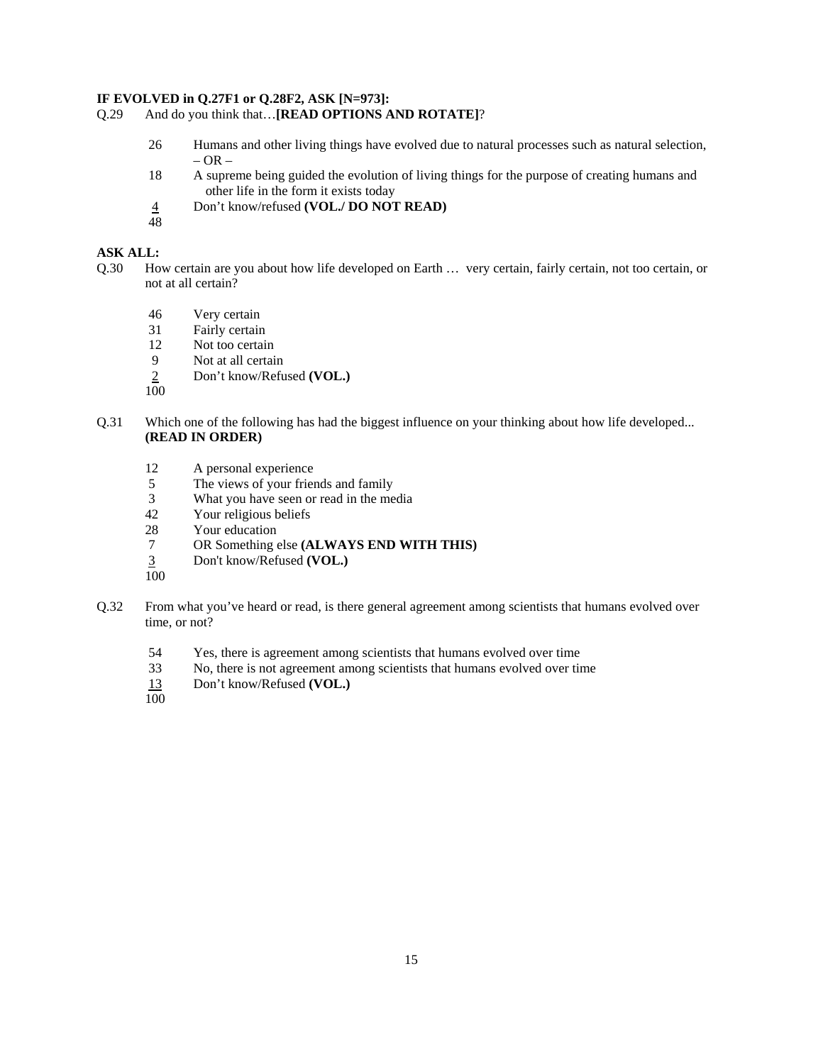**IF EVOLVED in Q.27F1 or Q.28F2, ASK [N=973]:**

Q.29 And do you think that…**[READ OPTIONS AND ROTATE]**?

| | |
|---|---|
| 26 | Humans and other living things have evolved due to natural processes such as natural selection, – OR – |
| 18 | A supreme being guided the evolution of living things for the purpose of creating humans and other life in the form it exists today |
| 4 | Don't know/refused **(VOL./ DO NOT READ)** |
| 48 | |

**ASK ALL:**

Q.30 How certain are you about how life developed on Earth … very certain, fairly certain, not too certain, or not at all certain?

| | |
|---|---|
| 46 | Very certain |
| 31 | Fairly certain |
| 12 | Not too certain |
| 9 | Not at all certain |
| 2 | Don't know/Refused **(VOL.)** |
| 100 | |

Q.31 Which one of the following has had the biggest influence on your thinking about how life developed... **(READ IN ORDER)**

| | |
|---|---|
| 12 | A personal experience |
| 5 | The views of your friends and family |
| 3 | What you have seen or read in the media |
| 42 | Your religious beliefs |
| 28 | Your education |
| 7 | OR Something else **(ALWAYS END WITH THIS)** |
| 3 | Don't know/Refused **(VOL.)** |
| 100 | |

Q.32 From what you've heard or read, is there general agreement among scientists that humans evolved over time, or not?

| | |
|---|---|
| 54 | Yes, there is agreement among scientists that humans evolved over time |
| 33 | No, there is not agreement among scientists that humans evolved over time |
| 13 | Don't know/Refused **(VOL.)** |
| 100 | |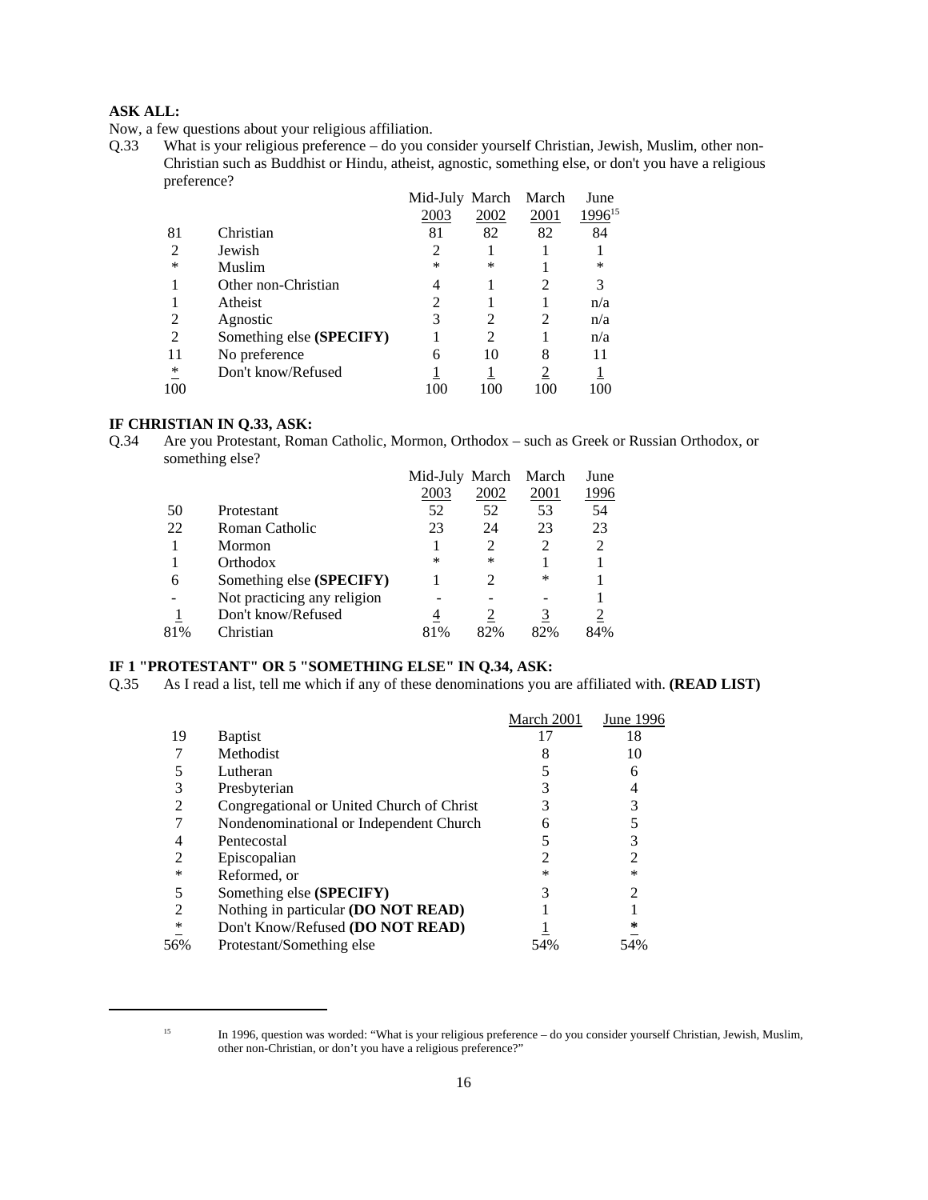**ASK ALL:**

Now, a few questions about your religious affiliation.

Q.33 What is your religious preference – do you consider yourself Christian, Jewish, Muslim, other non-Christian such as Buddhist or Hindu, atheist, agnostic, something else, or don't you have a religious preference?

| | | Mid-July 2003 | March 2002 | March 2001 | June 1996[15] |
|---|---|---|---|---|---|
| 81 | Christian | 81 | 82 | 82 | 84 |
| 2 | Jewish | 2 | 1 | 1 | 1 |
| * | Muslim | * | * | 1 | * |
| 1 | Other non-Christian | 4 | 1 | 2 | 3 |
| 1 | Atheist | 2 | 1 | 1 | n/a |
| 2 | Agnostic | 3 | 2 | 2 | n/a |
| 2 | Something else **(SPECIFY)** | 1 | 2 | 1 | n/a |
| 11 | No preference | 6 | 10 | 8 | 11 |
| * | Don't know/Refused | 1 | 1 | 2 | 1 |
| 100 | | 100 | 100 | 100 | 100 |

**IF CHRISTIAN IN Q.33, ASK:**

Q.34 Are you Protestant, Roman Catholic, Mormon, Orthodox – such as Greek or Russian Orthodox, or something else?

| | | Mid-July 2003 | March 2002 | March 2001 | June 1996 |
|---|---|---|---|---|---|
| 50 | Protestant | 52 | 52 | 53 | 54 |
| 22 | Roman Catholic | 23 | 24 | 23 | 23 |
| 1 | Mormon | 1 | 2 | 2 | 2 |
| 1 | Orthodox | * | * | 1 | 1 |
| 6 | Something else **(SPECIFY)** | 1 | 2 | * | 1 |
| - | Not practicing any religion | - | - | - | 1 |
| 1 | Don't know/Refused | 4 | 2 | 3 | 2 |
| 81% | Christian | 81% | 82% | 82% | 84% |

**IF 1 "PROTESTANT" OR 5 "SOMETHING ELSE" IN Q.34, ASK:**

Q.35 As I read a list, tell me which if any of these denominations you are affiliated with. **(READ LIST)**

| | | March 2001 | June 1996 |
|---|---|---|---|
| 19 | Baptist | 17 | 18 |
| 7 | Methodist | 8 | 10 |
| 5 | Lutheran | 5 | 6 |
| 3 | Presbyterian | 3 | 4 |
| 2 | Congregational or United Church of Christ | 3 | 3 |
| 7 | Nondenominational or Independent Church | 6 | 5 |
| 4 | Pentecostal | 5 | 3 |
| 2 | Episcopalian | 2 | 2 |
| * | Reformed, or | * | * |
| 5 | Something else **(SPECIFY)** | 3 | 2 |
| 2 | Nothing in particular **(DO NOT READ)** | 1 | 1 |
| * | Don't Know/Refused **(DO NOT READ)** | 1 | * |
| 56% | Protestant/Something else | 54% | 54% |

[15] In 1996, question was worded: "What is your religious preference – do you consider yourself Christian, Jewish, Muslim, other non-Christian, or don't you have a religious preference?"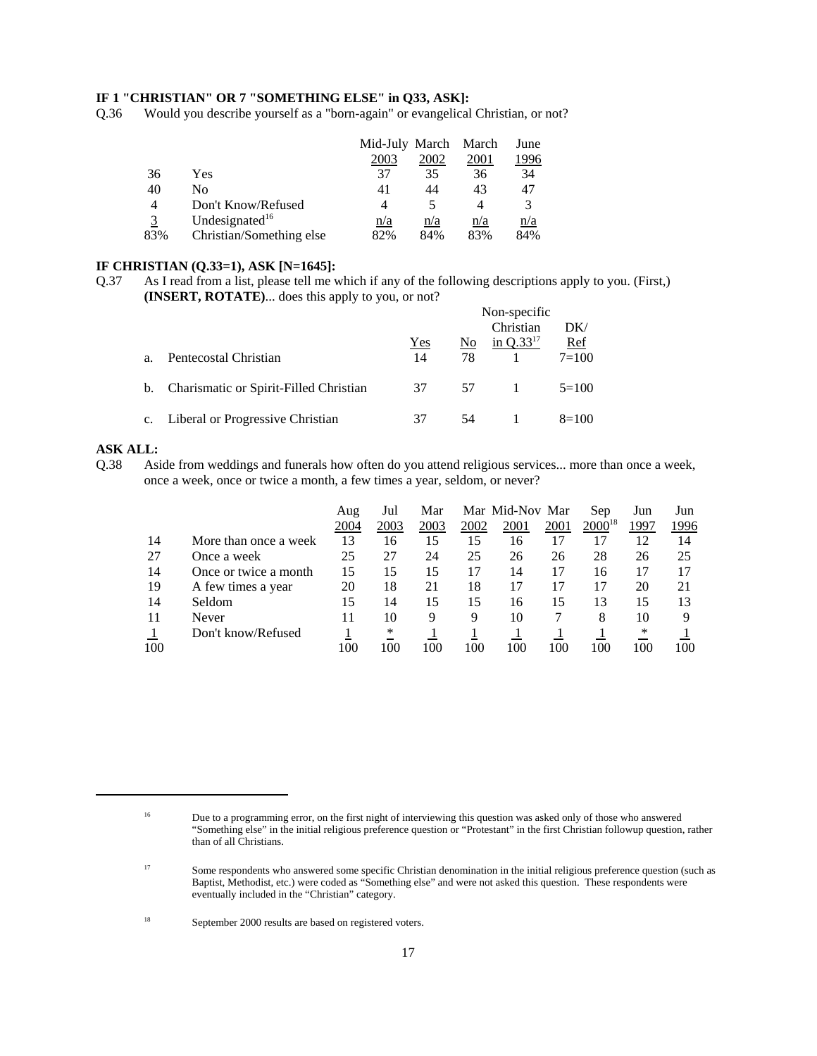**IF 1 "CHRISTIAN" OR 7 "SOMETHING ELSE" in Q33, ASK]:**

Q.36 Would you describe yourself as a "born-again" or evangelical Christian, or not?

| | | Mid-July 2003 | March 2002 | March 2001 | June 1996 |
|---|---|---|---|---|---|
| 36 | Yes | 37 | 35 | 36 | 34 |
| 40 | No | 41 | 44 | 43 | 47 |
| 4 | Don't Know/Refused | 4 | 5 | 4 | 3 |
| 3 | Undesignated[16] | n/a | n/a | n/a | n/a |
| 83% | Christian/Something else | 82% | 84% | 83% | 84% |

**IF CHRISTIAN (Q.33=1), ASK [N=1645]:**

Q.37 As I read from a list, please tell me which if any of the following descriptions apply to you. (First,) **(INSERT, ROTATE)**... does this apply to you, or not?

| | Yes | No | Non-specific Christian in Q.33[17] | DK/ Ref |
|---|---|---|---|---|
| a. Pentecostal Christian | 14 | 78 | 1 | 7=100 |
| b. Charismatic or Spirit-Filled Christian | 37 | 57 | 1 | 5=100 |
| c. Liberal or Progressive Christian | 37 | 54 | 1 | 8=100 |

**ASK ALL:**

Q.38 Aside from weddings and funerals how often do you attend religious services... more than once a week, once a week, once or twice a month, a few times a year, seldom, or never?

| | | Aug 2004 | Jul 2003 | Mar 2003 | Mar 2002 | Mid-Nov 2001 | Mar 2001 | Sep 2000[18] | Jun 1997 | Jun 1996 |
|---|---|---|---|---|---|---|---|---|---|---|
| 14 | More than once a week | 13 | 16 | 15 | 15 | 16 | 17 | 17 | 12 | 14 |
| 27 | Once a week | 25 | 27 | 24 | 25 | 26 | 26 | 28 | 26 | 25 |
| 14 | Once or twice a month | 15 | 15 | 15 | 17 | 14 | 17 | 16 | 17 | 17 |
| 19 | A few times a year | 20 | 18 | 21 | 18 | 17 | 17 | 17 | 20 | 21 |
| 14 | Seldom | 15 | 14 | 15 | 15 | 16 | 15 | 13 | 15 | 13 |
| 11 | Never | 11 | 10 | 9 | 9 | 10 | 7 | 8 | 10 | 9 |
| 1 | Don't know/Refused | 1 | * | 1 | 1 | 1 | 1 | 1 | * | 1 |
| 100 | | 100 | 100 | 100 | 100 | 100 | 100 | 100 | 100 | 100 |

---

[16] Due to a programming error, on the first night of interviewing this question was asked only of those who answered "Something else" in the initial religious preference question or "Protestant" in the first Christian followup question, rather than of all Christians.

[17] Some respondents who answered some specific Christian denomination in the initial religious preference question (such as Baptist, Methodist, etc.) were coded as "Something else" and were not asked this question. These respondents were eventually included in the "Christian" category.

[18] September 2000 results are based on registered voters.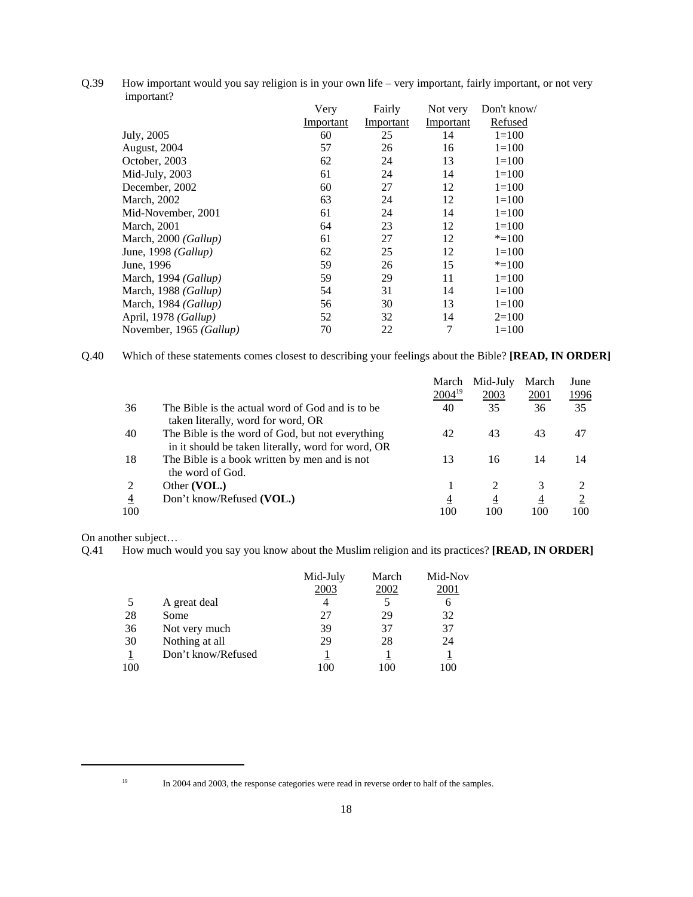Q.39 How important would you say religion is in your own life – very important, fairly important, or not very important?

| | Very Important | Fairly Important | Not very Important | Don't know/ Refused |
|---|---|---|---|---|
| July, 2005 | 60 | 25 | 14 | 1=100 |
| August, 2004 | 57 | 26 | 16 | 1=100 |
| October, 2003 | 62 | 24 | 13 | 1=100 |
| Mid-July, 2003 | 61 | 24 | 14 | 1=100 |
| December, 2002 | 60 | 27 | 12 | 1=100 |
| March, 2002 | 63 | 24 | 12 | 1=100 |
| Mid-November, 2001 | 61 | 24 | 14 | 1=100 |
| March, 2001 | 64 | 23 | 12 | 1=100 |
| March, 2000 *(Gallup)* | 61 | 27 | 12 | *=100 |
| June, 1998 *(Gallup)* | 62 | 25 | 12 | 1=100 |
| June, 1996 | 59 | 26 | 15 | *=100 |
| March, 1994 *(Gallup)* | 59 | 29 | 11 | 1=100 |
| March, 1988 *(Gallup)* | 54 | 31 | 14 | 1=100 |
| March, 1984 *(Gallup)* | 56 | 30 | 13 | 1=100 |
| April, 1978 *(Gallup)* | 52 | 32 | 14 | 2=100 |
| November, 1965 *(Gallup)* | 70 | 22 | 7 | 1=100 |

Q.40 Which of these statements comes closest to describing your feelings about the Bible? **[READ, IN ORDER]**

| | | March 2004[19] | Mid-July 2003 | March 2001 | June 1996 |
|---|---|---|---|---|---|
| 36 | The Bible is the actual word of God and is to be taken literally, word for word, OR | 40 | 35 | 36 | 35 |
| 40 | The Bible is the word of God, but not everything in it should be taken literally, word for word, OR | 42 | 43 | 43 | 47 |
| 18 | The Bible is a book written by men and is not the word of God. | 13 | 16 | 14 | 14 |
| 2 | Other **(VOL.)** | 1 | 2 | 3 | 2 |
| 4 | Don't know/Refused **(VOL.)** | 4 | 4 | 4 | 2 |
| 100 | | 100 | 100 | 100 | 100 |

On another subject…

Q.41 How much would you say you know about the Muslim religion and its practices? **[READ, IN ORDER]**

| | | Mid-July 2003 | March 2002 | Mid-Nov 2001 |
|---|---|---|---|---|
| 5 | A great deal | 4 | 5 | 6 |
| 28 | Some | 27 | 29 | 32 |
| 36 | Not very much | 39 | 37 | 37 |
| 30 | Nothing at all | 29 | 28 | 24 |
| 1 | Don't know/Refused | 1 | 1 | 1 |
| 100 | | 100 | 100 | 100 |

[19] In 2004 and 2003, the response categories were read in reverse order to half of the samples.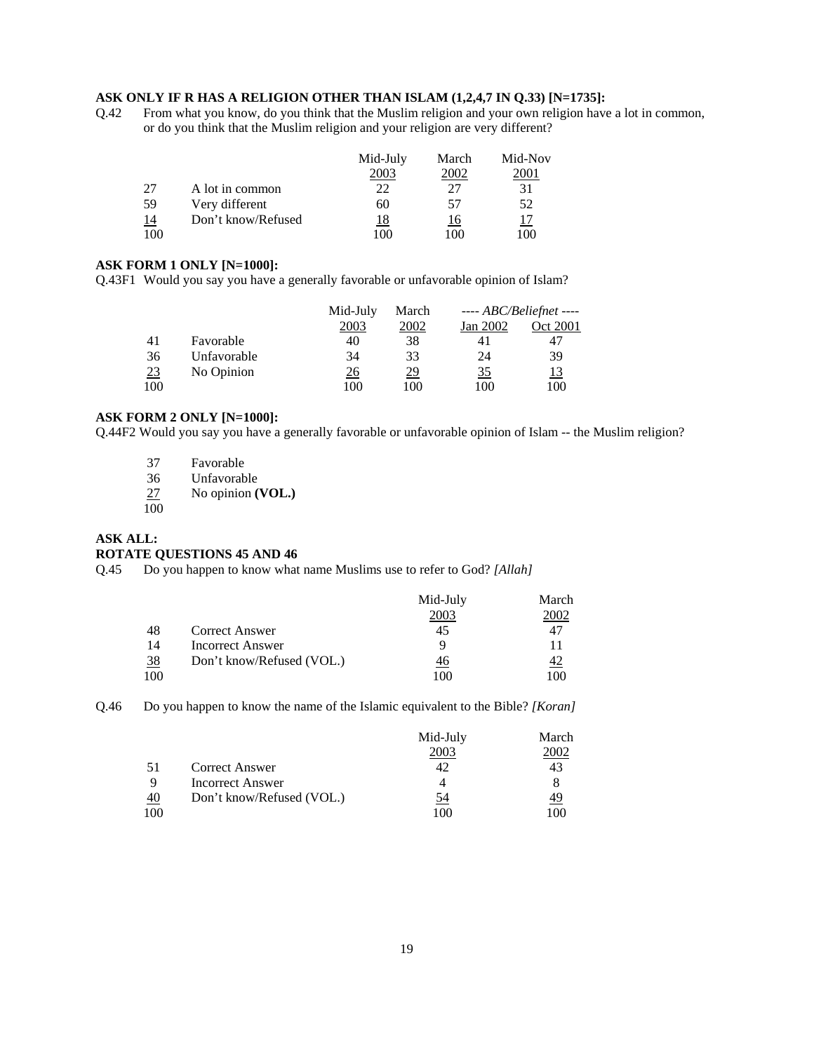**ASK ONLY IF R HAS A RELIGION OTHER THAN ISLAM (1,2,4,7 IN Q.33) [N=1735]:**

Q.42 From what you know, do you think that the Muslim religion and your own religion have a lot in common, or do you think that the Muslim religion and your religion are very different?

| | | Mid-July 2003 | March 2002 | Mid-Nov 2001 |
|---|---|---|---|---|
| 27 | A lot in common | 22 | 27 | 31 |
| 59 | Very different | 60 | 57 | 52 |
| 14 | Don't know/Refused | 18 | 16 | 17 |
| 100 | | 100 | 100 | 100 |

**ASK FORM 1 ONLY [N=1000]:**

Q.43F1 Would you say you have a generally favorable or unfavorable opinion of Islam?

| | | Mid-July | March | *---- ABC/Beliefnet ----* | |
|---|---|---|---|---|---|
| | | 2003 | 2002 | Jan 2002 | Oct 2001 |
| 41 | Favorable | 40 | 38 | 41 | 47 |
| 36 | Unfavorable | 34 | 33 | 24 | 39 |
| 23 | No Opinion | 26 | 29 | 35 | 13 |
| 100 | | 100 | 100 | 100 | 100 |

**ASK FORM 2 ONLY [N=1000]:**

Q.44F2 Would you say you have a generally favorable or unfavorable opinion of Islam -- the Muslim religion?

| | |
|---|---|
| 37 | Favorable |
| 36 | Unfavorable |
| 27 | No opinion **(VOL.)** |
| 100 | |

**ASK ALL:**

**ROTATE QUESTIONS 45 AND 46**

Q.45 Do you happen to know what name Muslims use to refer to God? *[Allah]*

| | | Mid-July 2003 | March 2002 |
|---|---|---|---|
| 48 | Correct Answer | 45 | 47 |
| 14 | Incorrect Answer | 9 | 11 |
| 38 | Don't know/Refused (VOL.) | 46 | 42 |
| 100 | | 100 | 100 |

Q.46 Do you happen to know the name of the Islamic equivalent to the Bible? *[Koran]*

| | | Mid-July 2003 | March 2002 |
|---|---|---|---|
| 51 | Correct Answer | 42 | 43 |
| 9 | Incorrect Answer | 4 | 8 |
| 40 | Don't know/Refused (VOL.) | 54 | 49 |
| 100 | | 100 | 100 |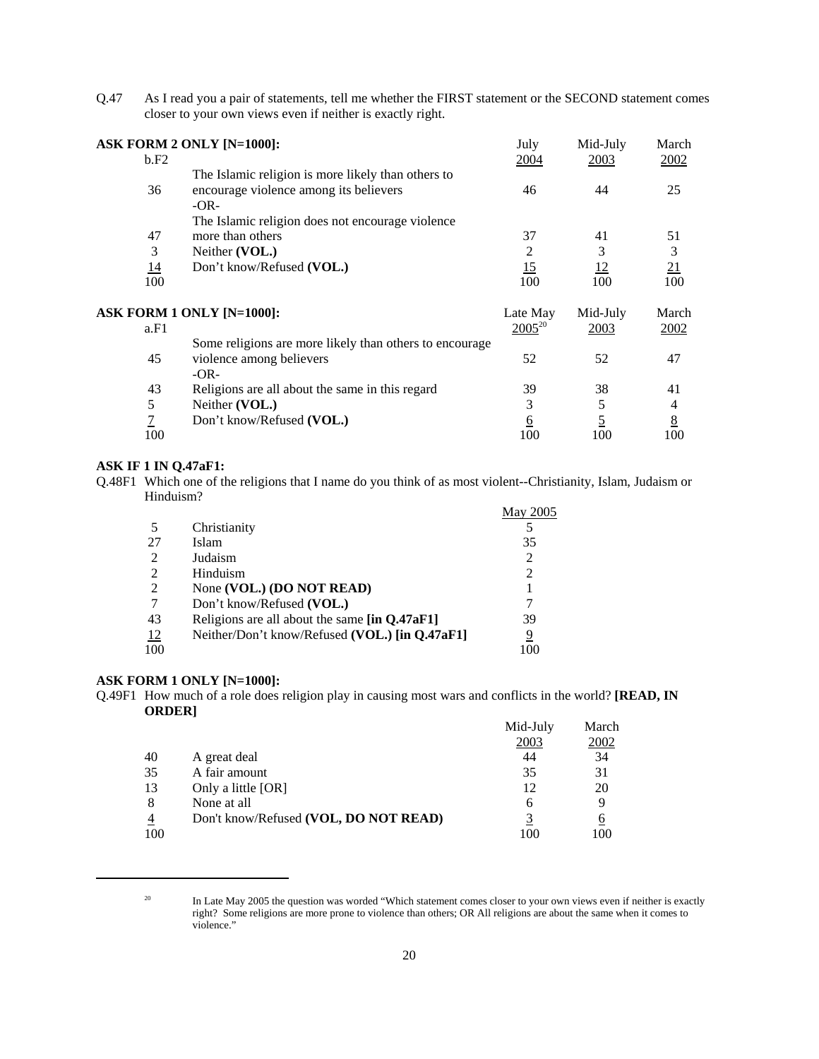Q.47 As I read you a pair of statements, tell me whether the FIRST statement or the SECOND statement comes closer to your own views even if neither is exactly right.

**ASK FORM 2 ONLY [N=1000]:**

| b.F2 | | July 2004 | Mid-July 2003 | March 2002 |
|---|---|---|---|---|
| 36 | The Islamic religion is more likely than others to encourage violence among its believers | 46 | 44 | 25 |
| | -OR- | | | |
| 47 | The Islamic religion does not encourage violence more than others | 37 | 41 | 51 |
| 3 | Neither **(VOL.)** | 2 | 3 | 3 |
| 14 | Don't know/Refused **(VOL.)** | 15 | 12 | 21 |
| 100 | | 100 | 100 | 100 |

**ASK FORM 1 ONLY [N=1000]:**

| a.F1 | | Late May 2005[20] | Mid-July 2003 | March 2002 |
|---|---|---|---|---|
| 45 | Some religions are more likely than others to encourage violence among believers | 52 | 52 | 47 |
| | -OR- | | | |
| 43 | Religions are all about the same in this regard | 39 | 38 | 41 |
| 5 | Neither **(VOL.)** | 3 | 5 | 4 |
| 7 | Don't know/Refused **(VOL.)** | 6 | 5 | 8 |
| 100 | | 100 | 100 | 100 |

**ASK IF 1 IN Q.47aF1:**

Q.48F1 Which one of the religions that I name do you think of as most violent--Christianity, Islam, Judaism or Hinduism?

| | | May 2005 |
|---|---|---|
| 5 | Christianity | 5 |
| 27 | Islam | 35 |
| 2 | Judaism | 2 |
| 2 | Hinduism | 2 |
| 2 | None **(VOL.) (DO NOT READ)** | 1 |
| 7 | Don't know/Refused **(VOL.)** | 7 |
| 43 | Religions are all about the same **[in Q.47aF1]** | 39 |
| 12 | Neither/Don't know/Refused **(VOL.) [in Q.47aF1]** | 9 |
| 100 | | 100 |

**ASK FORM 1 ONLY [N=1000]:**

Q.49F1 How much of a role does religion play in causing most wars and conflicts in the world? **[READ, IN ORDER]**

| | | Mid-July 2003 | March 2002 |
|---|---|---|---|
| 40 | A great deal | 44 | 34 |
| 35 | A fair amount | 35 | 31 |
| 13 | Only a little [OR] | 12 | 20 |
| 8 | None at all | 6 | 9 |
| 4 | Don't know/Refused **(VOL, DO NOT READ)** | 3 | 6 |
| 100 | | 100 | 100 |

---

[20] In Late May 2005 the question was worded "Which statement comes closer to your own views even if neither is exactly right? Some religions are more prone to violence than others; OR All religions are about the same when it comes to violence."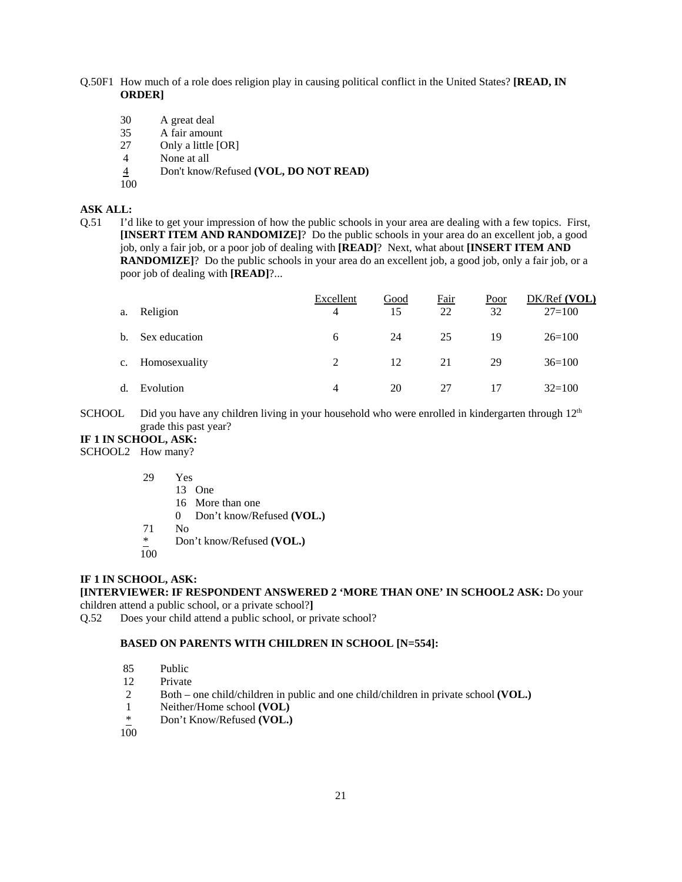Q.50F1 How much of a role does religion play in causing political conflict in the United States? **[READ, IN ORDER]**

30 A great deal
35 A fair amount
27 Only a little [OR]
4 None at all
4 Don't know/Refused **(VOL, DO NOT READ)**
100

**ASK ALL:**

Q.51 I'd like to get your impression of how the public schools in your area are dealing with a few topics. First, **[INSERT ITEM AND RANDOMIZE]**? Do the public schools in your area do an excellent job, a good job, only a fair job, or a poor job of dealing with **[READ]**? Next, what about **[INSERT ITEM AND RANDOMIZE]**? Do the public schools in your area do an excellent job, a good job, only a fair job, or a poor job of dealing with **[READ]**?...

| | Excellent | Good | Fair | Poor | DK/Ref **(VOL)** |
|---|---|---|---|---|---|
| a. Religion | 4 | 15 | 22 | 32 | 27=100 |
| b. Sex education | 6 | 24 | 25 | 19 | 26=100 |
| c. Homosexuality | 2 | 12 | 21 | 29 | 36=100 |
| d. Evolution | 4 | 20 | 27 | 17 | 32=100 |

SCHOOL Did you have any children living in your household who were enrolled in kindergarten through 12th grade this past year?

**IF 1 IN SCHOOL, ASK:**

SCHOOL2 How many?

29 Yes
- 13 One
- 16 More than one
- 0 Don't know/Refused **(VOL.)**

71 No
* Don't know/Refused **(VOL.)**
100

**IF 1 IN SCHOOL, ASK:**

**[INTERVIEWER: IF RESPONDENT ANSWERED 2 'MORE THAN ONE' IN SCHOOL2 ASK:** Do your children attend a public school, or a private school?**]**

Q.52 Does your child attend a public school, or private school?

**BASED ON PARENTS WITH CHILDREN IN SCHOOL [N=554]:**

85 Public
12 Private
2 Both – one child/children in public and one child/children in private school **(VOL.)**
1 Neither/Home school **(VOL)**
* Don't Know/Refused **(VOL.)**
100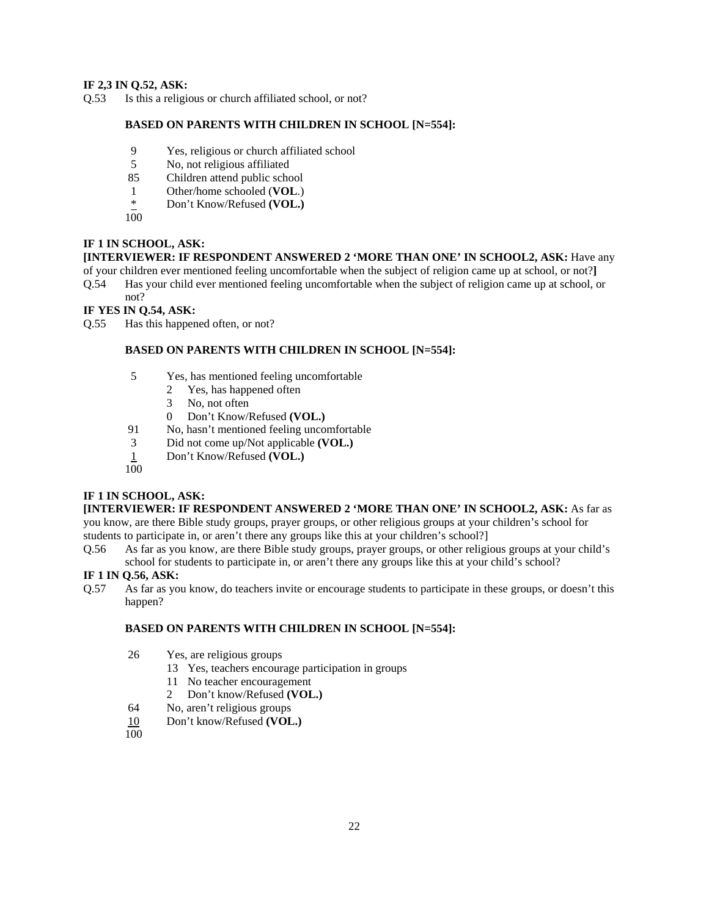**IF 2,3 IN Q.52, ASK:**

Q.53 Is this a religious or church affiliated school, or not?

**BASED ON PARENTS WITH CHILDREN IN SCHOOL [N=554]:**

| | |
|---|---|
| 9 | Yes, religious or church affiliated school |
| 5 | No, not religious affiliated |
| 85 | Children attend public school |
| 1 | Other/home schooled (**VOL**.) |
| * | Don't Know/Refused **(VOL.)** |
| 100 | |

**IF 1 IN SCHOOL, ASK:**

**[INTERVIEWER: IF RESPONDENT ANSWERED 2 'MORE THAN ONE' IN SCHOOL2, ASK:** Have any of your children ever mentioned feeling uncomfortable when the subject of religion came up at school, or not?**]**

Q.54 Has your child ever mentioned feeling uncomfortable when the subject of religion came up at school, or not?

**IF YES IN Q.54, ASK:**

Q.55 Has this happened often, or not?

**BASED ON PARENTS WITH CHILDREN IN SCHOOL [N=554]:**

| | |
|---|---|
| 5 | Yes, has mentioned feeling uncomfortable |
| | 2 Yes, has happened often |
| | 3 No, not often |
| | 0 Don't Know/Refused **(VOL.)** |
| 91 | No, hasn't mentioned feeling uncomfortable |
| 3 | Did not come up/Not applicable **(VOL.)** |
| 1 | Don't Know/Refused **(VOL.)** |
| 100 | |

**IF 1 IN SCHOOL, ASK:**

**[INTERVIEWER: IF RESPONDENT ANSWERED 2 'MORE THAN ONE' IN SCHOOL2, ASK:** As far as you know, are there Bible study groups, prayer groups, or other religious groups at your children's school for students to participate in, or aren't there any groups like this at your children's school?]

Q.56 As far as you know, are there Bible study groups, prayer groups, or other religious groups at your child's school for students to participate in, or aren't there any groups like this at your child's school?

**IF 1 IN Q.56, ASK:**

Q.57 As far as you know, do teachers invite or encourage students to participate in these groups, or doesn't this happen?

**BASED ON PARENTS WITH CHILDREN IN SCHOOL [N=554]:**

| | |
|---|---|
| 26 | Yes, are religious groups |
| | 13 Yes, teachers encourage participation in groups |
| | 11 No teacher encouragement |
| | 2 Don't know/Refused **(VOL.)** |
| 64 | No, aren't religious groups |
| 10 | Don't know/Refused **(VOL.)** |
| 100 | |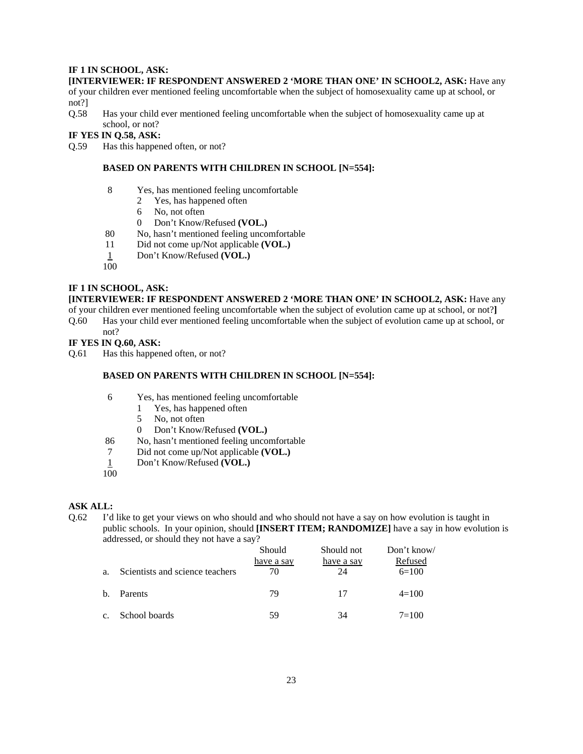**IF 1 IN SCHOOL, ASK:**

**[INTERVIEWER: IF RESPONDENT ANSWERED 2 'MORE THAN ONE' IN SCHOOL2, ASK:** Have any of your children ever mentioned feeling uncomfortable when the subject of homosexuality came up at school, or not?]

Q.58 Has your child ever mentioned feeling uncomfortable when the subject of homosexuality came up at school, or not?

**IF YES IN Q.58, ASK:**

Q.59 Has this happened often, or not?

**BASED ON PARENTS WITH CHILDREN IN SCHOOL [N=554]:**

| | | |
|---|---|---|
| 8 | Yes, has mentioned feeling uncomfortable | |
| | 2 | Yes, has happened often |
| | 6 | No, not often |
| | 0 | Don't Know/Refused **(VOL.)** |
| 80 | No, hasn't mentioned feeling uncomfortable | |
| 11 | Did not come up/Not applicable **(VOL.)** | |
| 1 | Don't Know/Refused **(VOL.)** | |
| 100 | | |

**IF 1 IN SCHOOL, ASK:**

**[INTERVIEWER: IF RESPONDENT ANSWERED 2 'MORE THAN ONE' IN SCHOOL2, ASK:** Have any of your children ever mentioned feeling uncomfortable when the subject of evolution came up at school, or not?**]**

Q.60 Has your child ever mentioned feeling uncomfortable when the subject of evolution came up at school, or not?

**IF YES IN Q.60, ASK:**

Q.61 Has this happened often, or not?

**BASED ON PARENTS WITH CHILDREN IN SCHOOL [N=554]:**

| | | |
|---|---|---|
| 6 | Yes, has mentioned feeling uncomfortable | |
| | 1 | Yes, has happened often |
| | 5 | No, not often |
| | 0 | Don't Know/Refused **(VOL.)** |
| 86 | No, hasn't mentioned feeling uncomfortable | |
| 7 | Did not come up/Not applicable **(VOL.)** | |
| 1 | Don't Know/Refused **(VOL.)** | |
| 100 | | |

**ASK ALL:**

Q.62 I'd like to get your views on who should and who should not have a say on how evolution is taught in public schools. In your opinion, should **[INSERT ITEM; RANDOMIZE]** have a say in how evolution is addressed, or should they not have a say?

| | Should have a say | Should not have a say | Don't know/ Refused |
|---|---|---|---|
| a. Scientists and science teachers | 70 | 24 | 6=100 |
| b. Parents | 79 | 17 | 4=100 |
| c. School boards | 59 | 34 | 7=100 |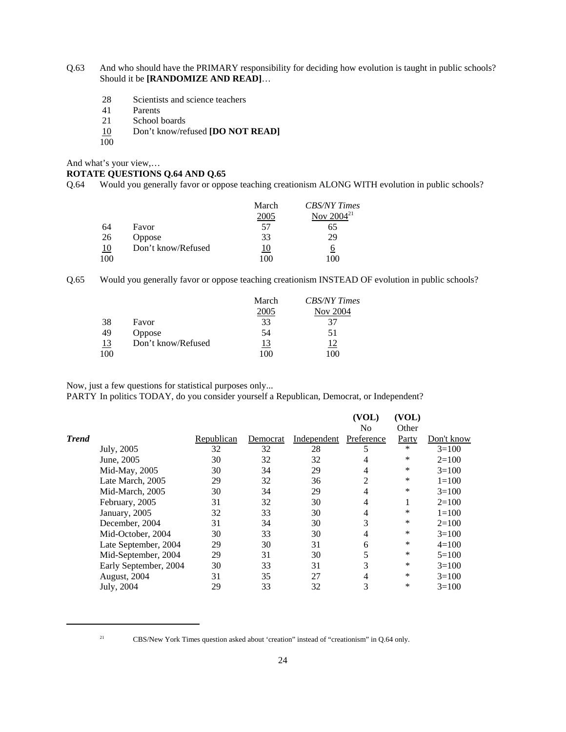Q.63 And who should have the PRIMARY responsibility for deciding how evolution is taught in public schools? Should it be **[RANDOMIZE AND READ]**…

| | |
|---|---|
| 28 | Scientists and science teachers |
| 41 | Parents |
| 21 | School boards |
| 10 | Don't know/refused **[DO NOT READ]** |
| 100 | |

And what's your view,…

**ROTATE QUESTIONS Q.64 AND Q.65**

Q.64 Would you generally favor or oppose teaching creationism ALONG WITH evolution in public schools?

| | | March 2005 | *CBS/NY Times* Nov 2004[21] |
|---|---|---|---|
| 64 | Favor | 57 | 65 |
| 26 | Oppose | 33 | 29 |
| 10 | Don't know/Refused | 10 | 6 |
| 100 | | 100 | 100 |

Q.65 Would you generally favor or oppose teaching creationism INSTEAD OF evolution in public schools?

| | | March 2005 | *CBS/NY Times* Nov 2004 |
|---|---|---|---|
| 38 | Favor | 33 | 37 |
| 49 | Oppose | 54 | 51 |
| 13 | Don't know/Refused | 13 | 12 |
| 100 | | 100 | 100 |

Now, just a few questions for statistical purposes only...

PARTY In politics TODAY, do you consider yourself a Republican, Democrat, or Independent?

| ***Trend*** | Republican | Democrat | Independent | (VOL) No Preference | (VOL) Other Party | Don't know |
|---|---|---|---|---|---|---|
| July, 2005 | 32 | 32 | 28 | 5 | * | 3=100 |
| June, 2005 | 30 | 32 | 32 | 4 | * | 2=100 |
| Mid-May, 2005 | 30 | 34 | 29 | 4 | * | 3=100 |
| Late March, 2005 | 29 | 32 | 36 | 2 | * | 1=100 |
| Mid-March, 2005 | 30 | 34 | 29 | 4 | * | 3=100 |
| February, 2005 | 31 | 32 | 30 | 4 | 1 | 2=100 |
| January, 2005 | 32 | 33 | 30 | 4 | * | 1=100 |
| December, 2004 | 31 | 34 | 30 | 3 | * | 2=100 |
| Mid-October, 2004 | 30 | 33 | 30 | 4 | * | 3=100 |
| Late September, 2004 | 29 | 30 | 31 | 6 | * | 4=100 |
| Mid-September, 2004 | 29 | 31 | 30 | 5 | * | 5=100 |
| Early September, 2004 | 30 | 33 | 31 | 3 | * | 3=100 |
| August, 2004 | 31 | 35 | 27 | 4 | * | 3=100 |
| July, 2004 | 29 | 33 | 32 | 3 | * | 3=100 |

[21] CBS/New York Times question asked about 'creation" instead of "creationism" in Q.64 only.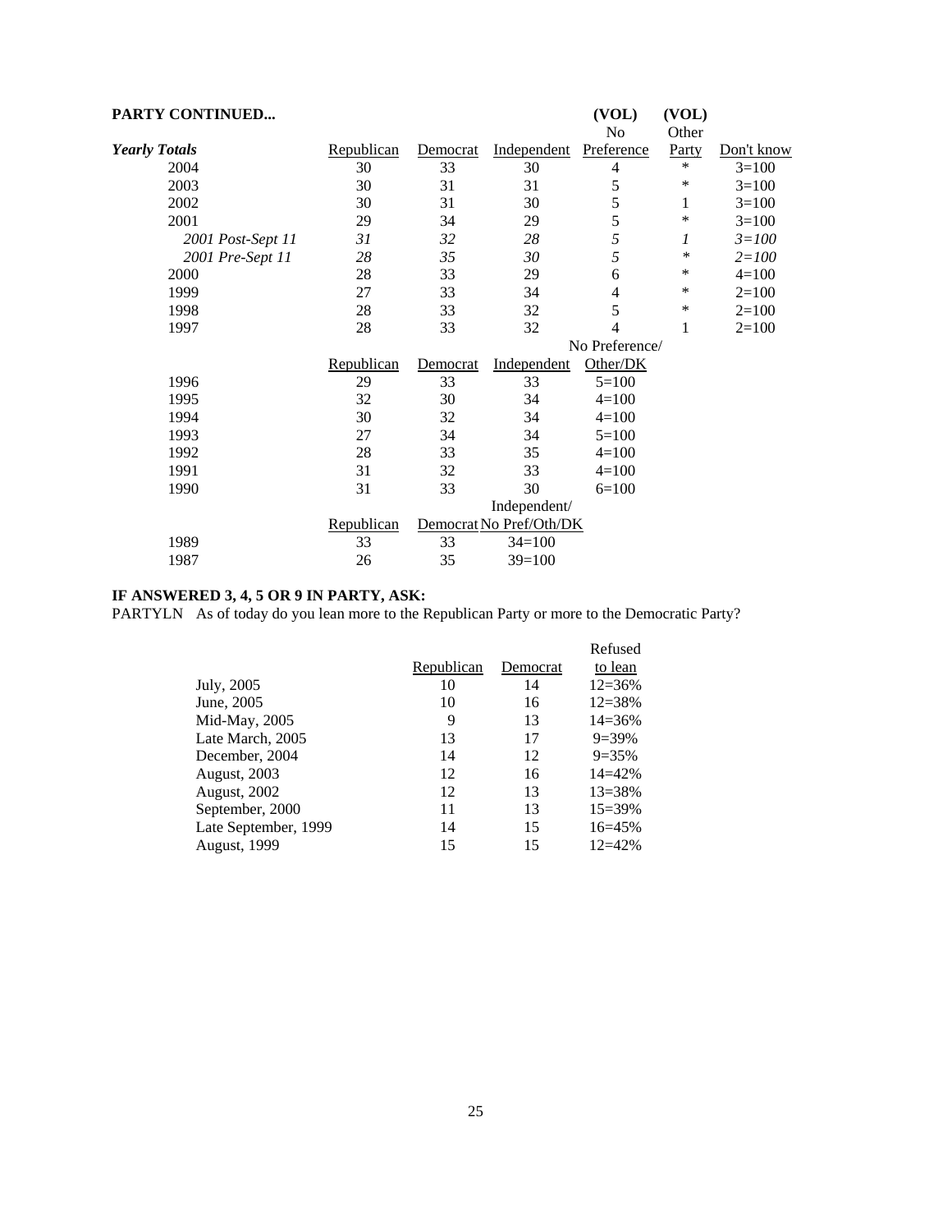**PARTY CONTINUED...**

| *Yearly Totals* | Republican | Democrat | Independent | (VOL) No Preference | (VOL) Other Party | Don't know |
|---|---|---|---|---|---|---|
| 2004 | 30 | 33 | 30 | 4 | * | 3=100 |
| 2003 | 30 | 31 | 31 | 5 | * | 3=100 |
| 2002 | 30 | 31 | 30 | 5 | 1 | 3=100 |
| 2001 | 29 | 34 | 29 | 5 | * | 3=100 |
| *2001 Post-Sept 11* | *31* | *32* | *28* | *5* | *1* | *3=100* |
| *2001 Pre-Sept 11* | *28* | *35* | *30* | *5* | * | *2=100* |
| 2000 | 28 | 33 | 29 | 6 | * | 4=100 |
| 1999 | 27 | 33 | 34 | 4 | * | 2=100 |
| 1998 | 28 | 33 | 32 | 5 | * | 2=100 |
| 1997 | 28 | 33 | 32 | 4 | 1 | 2=100 |
| | Republican | Democrat | Independent | No Preference/ Other/DK | | |
| 1996 | 29 | 33 | 33 | 5=100 | | |
| 1995 | 32 | 30 | 34 | 4=100 | | |
| 1994 | 30 | 32 | 34 | 4=100 | | |
| 1993 | 27 | 34 | 34 | 5=100 | | |
| 1992 | 28 | 33 | 35 | 4=100 | | |
| 1991 | 31 | 32 | 33 | 4=100 | | |
| 1990 | 31 | 33 | 30 | 6=100 | | |
| | Republican | Democrat | Independent/ No Pref/Oth/DK | | | |
| 1989 | 33 | 33 | 34=100 | | | |
| 1987 | 26 | 35 | 39=100 | | | |

**IF ANSWERED 3, 4, 5 OR 9 IN PARTY, ASK:**

PARTYLN As of today do you lean more to the Republican Party or more to the Democratic Party?

| | Republican | Democrat | Refused to lean |
|---|---|---|---|
| July, 2005 | 10 | 14 | 12=36% |
| June, 2005 | 10 | 16 | 12=38% |
| Mid-May, 2005 | 9 | 13 | 14=36% |
| Late March, 2005 | 13 | 17 | 9=39% |
| December, 2004 | 14 | 12 | 9=35% |
| August, 2003 | 12 | 16 | 14=42% |
| August, 2002 | 12 | 13 | 13=38% |
| September, 2000 | 11 | 13 | 15=39% |
| Late September, 1999 | 14 | 15 | 16=45% |
| August, 1999 | 15 | 15 | 12=42% |